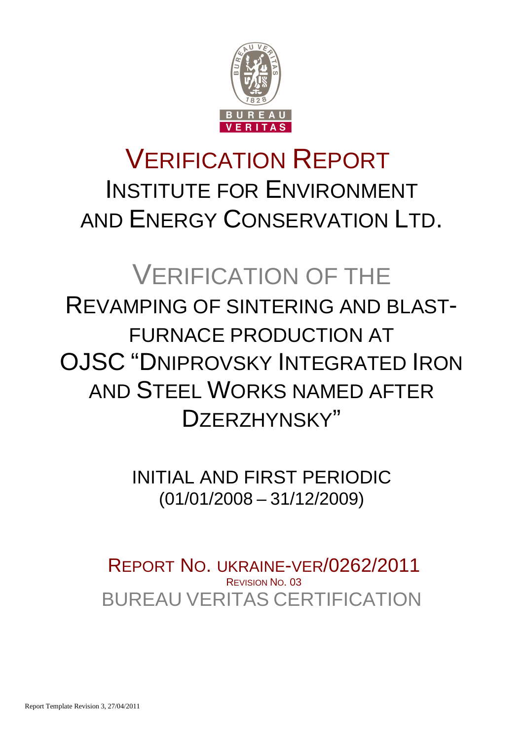# VERIFICATION REPORT

## INSTITUTE FOR ENVIRONMENT AND ENERGY CONSERVATION LTD.

# VERIFICATION OF THE

## REVAMPING OF SINTERING AND BLAST-FURNACE PRODUCTION AT OJSC "DNIPROVSKY INTEGRATED IRON AND STEEL WORKS NAMED AFTER DZERZHYNSKY"

INITIAL AND FIRST PERIODIC
(01/01/2008 – 31/12/2009)

REPORT NO. UKRAINE-VER/0262/2011
REVISION NO. 03
BUREAU VERITAS CERTIFICATION

Report Template Revision 3, 27/04/2011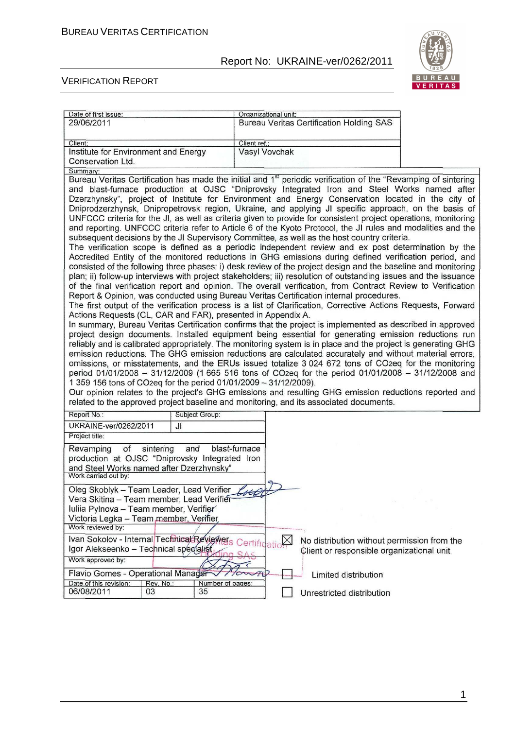| Date of first issue: | Organizational unit: |
|---|---|
| 29/06/2011 | Bureau Veritas Certification Holding SAS |
| Client: | Client ref.: |
| Institute for Environment and Energy Conservation Ltd. | Vasyl Vovchak |

Summary:

Bureau Veritas Certification has made the initial and 1st periodic verification of the "Revamping of sintering and blast-furnace production at OJSC "Dniprovsky Integrated Iron and Steel Works named after Dzerzhynsky", project of Institute for Environment and Energy Conservation located in the city of Dniprodzerzhynsk, Dnipropetrovsk region, Ukraine, and applying JI specific approach, on the basis of UNFCCC criteria for the JI, as well as criteria given to provide for consistent project operations, monitoring and reporting. UNFCCC criteria refer to Article 6 of the Kyoto Protocol, the JI rules and modalities and the subsequent decisions by the JI Supervisory Committee, as well as the host country criteria.

The verification scope is defined as a periodic independent review and ex post determination by the Accredited Entity of the monitored reductions in GHG emissions during defined verification period, and consisted of the following three phases: i) desk review of the project design and the baseline and monitoring plan; ii) follow-up interviews with project stakeholders; iii) resolution of outstanding issues and the issuance of the final verification report and opinion. The overall verification, from Contract Review to Verification Report & Opinion, was conducted using Bureau Veritas Certification internal procedures.

The first output of the verification process is a list of Clarification, Corrective Actions Requests, Forward Actions Requests (CL, CAR and FAR), presented in Appendix A.

In summary, Bureau Veritas Certification confirms that the project is implemented as described in approved project design documents. Installed equipment being essential for generating emission reductions run reliably and is calibrated appropriately. The monitoring system is in place and the project is generating GHG emission reductions. The GHG emission reductions are calculated accurately and without material errors, omissions, or misstatements, and the ERUs issued totalize 3 024 672 tons of $CO_2$eq for the monitoring period 01/01/2008 – 31/12/2009 (1 665 516 tons of $CO_2$eq for the period 01/01/2008 – 31/12/2008 and 1 359 156 tons of $CO_2$eq for the period 01/01/2009 – 31/12/2009).

Our opinion relates to the project's GHG emissions and resulting GHG emission reductions reported and related to the approved project baseline and monitoring, and its associated documents.

| Report No.: | Subject Group: |
|---|---|
| UKRAINE-ver/0262/2011 | JI |

Project title:

Revamping of sintering and blast-furnace production at OJSC "Dniprovsky Integrated Iron and Steel Works named after Dzerzhynsky"

Work carried out by:

Oleg Skoblyk – Team Leader, Lead Verifier
Vera Skitina – Team member, Lead Verifier
Iuliia Pylnova – Team member, Verifier
Victoria Legka – Team member, Verifier

Work reviewed by:

Ivan Sokolov - Internal Technical Reviewer
Igor Alekseenko – Technical specialist

Work approved by:

Flavio Gomes - Operational Manager

| Date of this revision: | Rev. No.: | Number of pages: |
|---|---|---|
| 06/08/2011 | 03 | 35 |

☒ No distribution without permission from the Client or responsible organizational unit

☐ Limited distribution

☐ Unrestricted distribution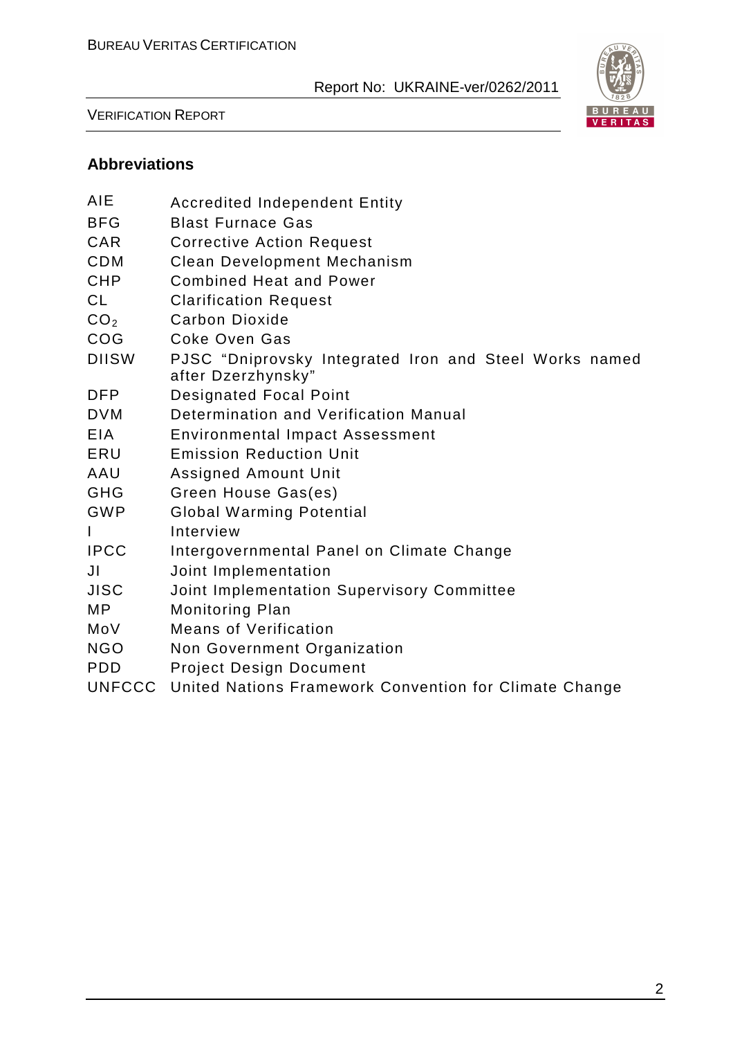## Abbreviations

| | |
|---|---|
| AIE | Accredited Independent Entity |
| BFG | Blast Furnace Gas |
| CAR | Corrective Action Request |
| CDM | Clean Development Mechanism |
| CHP | Combined Heat and Power |
| CL | Clarification Request |
| $CO_2$ | Carbon Dioxide |
| COG | Coke Oven Gas |
| DIISW | PJSC "Dniprovsky Integrated Iron and Steel Works named after Dzerzhynsky" |
| DFP | Designated Focal Point |
| DVM | Determination and Verification Manual |
| EIA | Environmental Impact Assessment |
| ERU | Emission Reduction Unit |
| AAU | Assigned Amount Unit |
| GHG | Green House Gas(es) |
| GWP | Global Warming Potential |
| I | Interview |
| IPCC | Intergovernmental Panel on Climate Change |
| JI | Joint Implementation |
| JISC | Joint Implementation Supervisory Committee |
| MP | Monitoring Plan |
| MoV | Means of Verification |
| NGO | Non Government Organization |
| PDD | Project Design Document |
| UNFCCC | United Nations Framework Convention for Climate Change |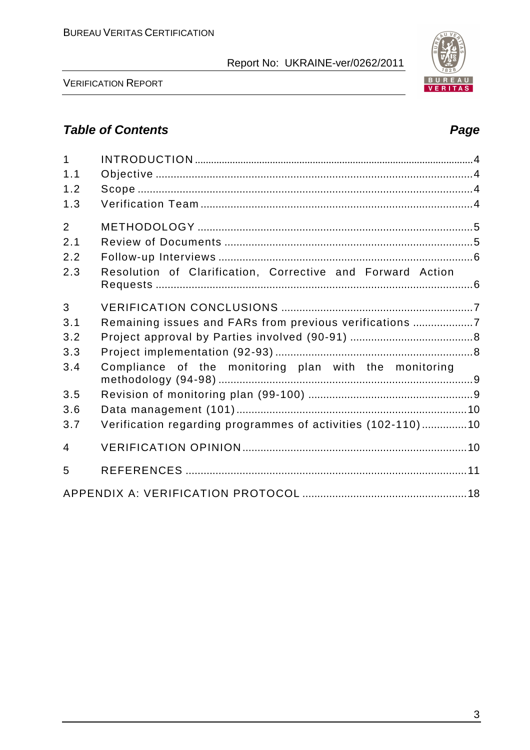## *Table of Contents* *Page*

| | | |
|---|---|---|
| 1 | INTRODUCTION | 4 |
| 1.1 | Objective | 4 |
| 1.2 | Scope | 4 |
| 1.3 | Verification Team | 4 |
| 2 | METHODOLOGY | 5 |
| 2.1 | Review of Documents | 5 |
| 2.2 | Follow-up Interviews | 6 |
| 2.3 | Resolution of Clarification, Corrective and Forward Action Requests | 6 |
| 3 | VERIFICATION CONCLUSIONS | 7 |
| 3.1 | Remaining issues and FARs from previous verifications | 7 |
| 3.2 | Project approval by Parties involved (90-91) | 8 |
| 3.3 | Project implementation (92-93) | 8 |
| 3.4 | Compliance of the monitoring plan with the monitoring methodology (94-98) | 9 |
| 3.5 | Revision of monitoring plan (99-100) | 9 |
| 3.6 | Data management (101) | 10 |
| 3.7 | Verification regarding programmes of activities (102-110) | 10 |
| 4 | VERIFICATION OPINION | 10 |
| 5 | REFERENCES | 11 |
| | APPENDIX A: VERIFICATION PROTOCOL | 18 |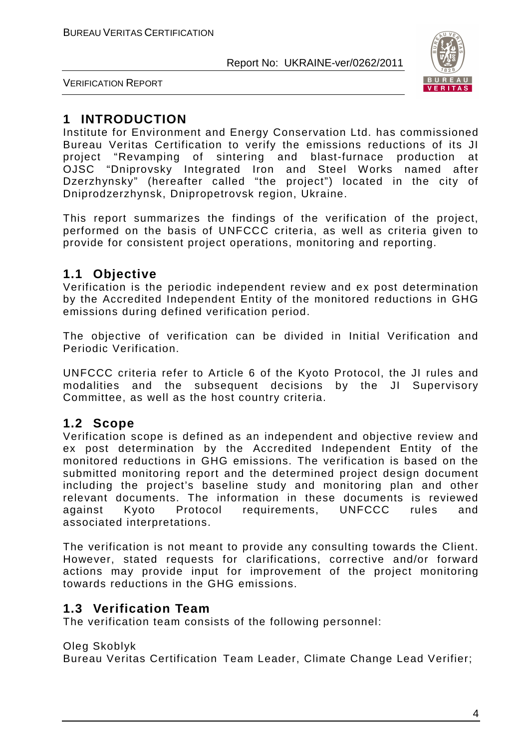# 1 INTRODUCTION

Institute for Environment and Energy Conservation Ltd. has commissioned Bureau Veritas Certification to verify the emissions reductions of its JI project "Revamping of sintering and blast-furnace production at OJSC "Dniprovsky Integrated Iron and Steel Works named after Dzerzhynsky" (hereafter called "the project") located in the city of Dniprodzerzhynsk, Dnipropetrovsk region, Ukraine.

This report summarizes the findings of the verification of the project, performed on the basis of UNFCCC criteria, as well as criteria given to provide for consistent project operations, monitoring and reporting.

## 1.1 Objective

Verification is the periodic independent review and ex post determination by the Accredited Independent Entity of the monitored reductions in GHG emissions during defined verification period.

The objective of verification can be divided in Initial Verification and Periodic Verification.

UNFCCC criteria refer to Article 6 of the Kyoto Protocol, the JI rules and modalities and the subsequent decisions by the JI Supervisory Committee, as well as the host country criteria.

## 1.2 Scope

Verification scope is defined as an independent and objective review and ex post determination by the Accredited Independent Entity of the monitored reductions in GHG emissions. The verification is based on the submitted monitoring report and the determined project design document including the project's baseline study and monitoring plan and other relevant documents. The information in these documents is reviewed against Kyoto Protocol requirements, UNFCCC rules and associated interpretations.

The verification is not meant to provide any consulting towards the Client. However, stated requests for clarifications, corrective and/or forward actions may provide input for improvement of the project monitoring towards reductions in the GHG emissions.

## 1.3 Verification Team

The verification team consists of the following personnel:

Oleg Skoblyk
Bureau Veritas Certification Team Leader, Climate Change Lead Verifier;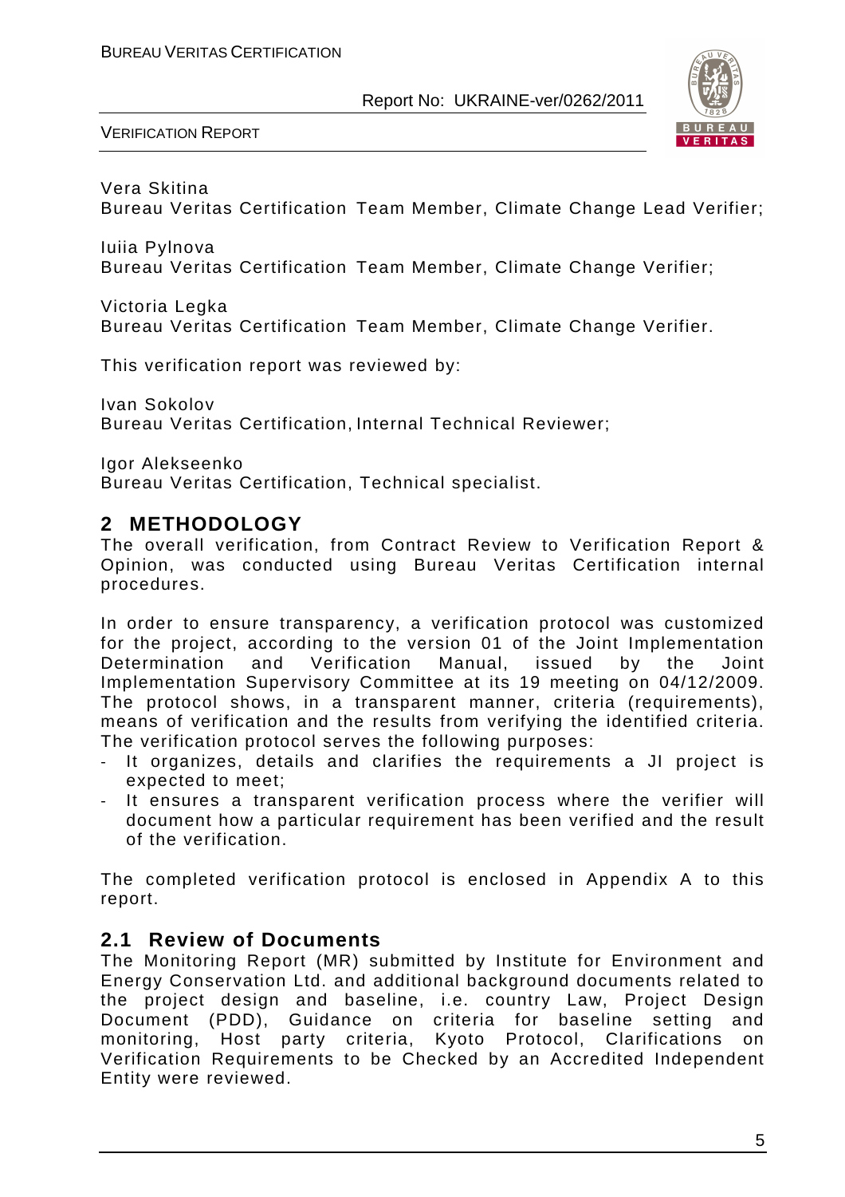Vera Skitina
Bureau Veritas Certification Team Member, Climate Change Lead Verifier;

Iuiia Pylnova
Bureau Veritas Certification Team Member, Climate Change Verifier;

Victoria Legka
Bureau Veritas Certification Team Member, Climate Change Verifier.

This verification report was reviewed by:

Ivan Sokolov
Bureau Veritas Certification, Internal Technical Reviewer;

Igor Alekseenko
Bureau Veritas Certification, Technical specialist.

## 2 METHODOLOGY

The overall verification, from Contract Review to Verification Report & Opinion, was conducted using Bureau Veritas Certification internal procedures.

In order to ensure transparency, a verification protocol was customized for the project, according to the version 01 of the Joint Implementation Determination and Verification Manual, issued by the Joint Implementation Supervisory Committee at its 19 meeting on 04/12/2009. The protocol shows, in a transparent manner, criteria (requirements), means of verification and the results from verifying the identified criteria. The verification protocol serves the following purposes:

- It organizes, details and clarifies the requirements a JI project is expected to meet;
- It ensures a transparent verification process where the verifier will document how a particular requirement has been verified and the result of the verification.

The completed verification protocol is enclosed in Appendix A to this report.

### 2.1 Review of Documents

The Monitoring Report (MR) submitted by Institute for Environment and Energy Conservation Ltd. and additional background documents related to the project design and baseline, i.e. country Law, Project Design Document (PDD), Guidance on criteria for baseline setting and monitoring, Host party criteria, Kyoto Protocol, Clarifications on Verification Requirements to be Checked by an Accredited Independent Entity were reviewed.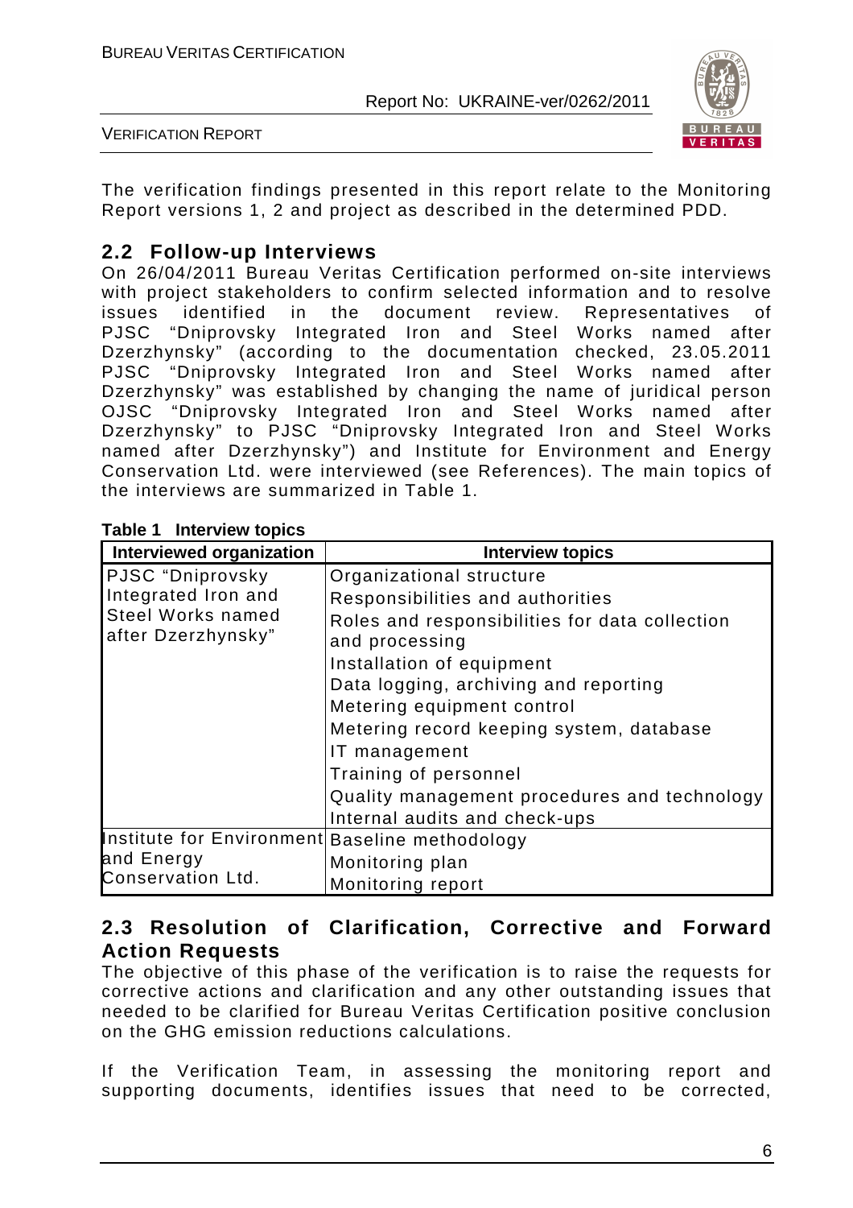The verification findings presented in this report relate to the Monitoring Report versions 1, 2 and project as described in the determined PDD.

## 2.2 Follow-up Interviews

On 26/04/2011 Bureau Veritas Certification performed on-site interviews with project stakeholders to confirm selected information and to resolve issues identified in the document review. Representatives of PJSC "Dniprovsky Integrated Iron and Steel Works named after Dzerzhynsky" (according to the documentation checked, 23.05.2011 PJSC "Dniprovsky Integrated Iron and Steel Works named after Dzerzhynsky" was established by changing the name of juridical person OJSC "Dniprovsky Integrated Iron and Steel Works named after Dzerzhynsky" to PJSC "Dniprovsky Integrated Iron and Steel Works named after Dzerzhynsky") and Institute for Environment and Energy Conservation Ltd. were interviewed (see References). The main topics of the interviews are summarized in Table 1.

**Table 1 Interview topics**

| Interviewed organization | Interview topics |
|---|---|
| PJSC "Dniprovsky Integrated Iron and Steel Works named after Dzerzhynsky" | Organizational structure<br>Responsibilities and authorities<br>Roles and responsibilities for data collection and processing<br>Installation of equipment<br>Data logging, archiving and reporting<br>Metering equipment control<br>Metering record keeping system, database<br>IT management<br>Training of personnel<br>Quality management procedures and technology<br>Internal audits and check-ups |
| Institute for Environment and Energy Conservation Ltd. | Baseline methodology<br>Monitoring plan<br>Monitoring report |

## 2.3 Resolution of Clarification, Corrective and Forward Action Requests

The objective of this phase of the verification is to raise the requests for corrective actions and clarification and any other outstanding issues that needed to be clarified for Bureau Veritas Certification positive conclusion on the GHG emission reductions calculations.

If the Verification Team, in assessing the monitoring report and supporting documents, identifies issues that need to be corrected,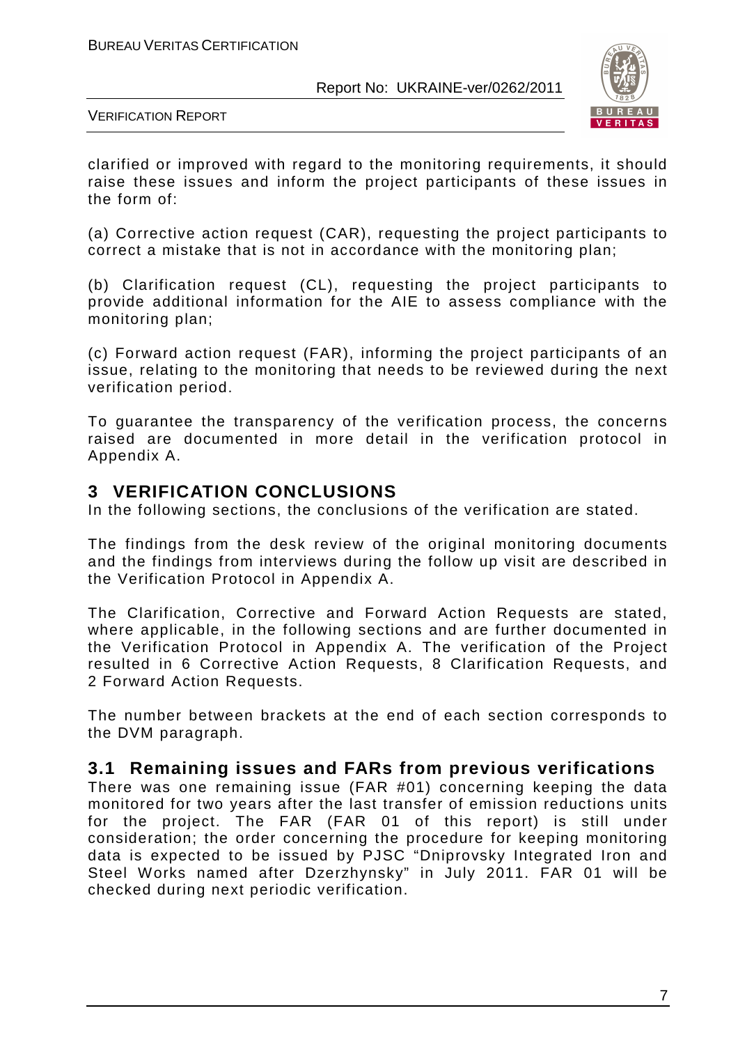clarified or improved with regard to the monitoring requirements, it should raise these issues and inform the project participants of these issues in the form of:

(a) Corrective action request (CAR), requesting the project participants to correct a mistake that is not in accordance with the monitoring plan;

(b) Clarification request (CL), requesting the project participants to provide additional information for the AIE to assess compliance with the monitoring plan;

(c) Forward action request (FAR), informing the project participants of an issue, relating to the monitoring that needs to be reviewed during the next verification period.

To guarantee the transparency of the verification process, the concerns raised are documented in more detail in the verification protocol in Appendix A.

# 3 VERIFICATION CONCLUSIONS

In the following sections, the conclusions of the verification are stated.

The findings from the desk review of the original monitoring documents and the findings from interviews during the follow up visit are described in the Verification Protocol in Appendix A.

The Clarification, Corrective and Forward Action Requests are stated, where applicable, in the following sections and are further documented in the Verification Protocol in Appendix A. The verification of the Project resulted in 6 Corrective Action Requests, 8 Clarification Requests, and 2 Forward Action Requests.

The number between brackets at the end of each section corresponds to the DVM paragraph.

## 3.1 Remaining issues and FARs from previous verifications

There was one remaining issue (FAR #01) concerning keeping the data monitored for two years after the last transfer of emission reductions units for the project. The FAR (FAR 01 of this report) is still under consideration; the order concerning the procedure for keeping monitoring data is expected to be issued by PJSC "Dniprovsky Integrated Iron and Steel Works named after Dzerzhynsky" in July 2011. FAR 01 will be checked during next periodic verification.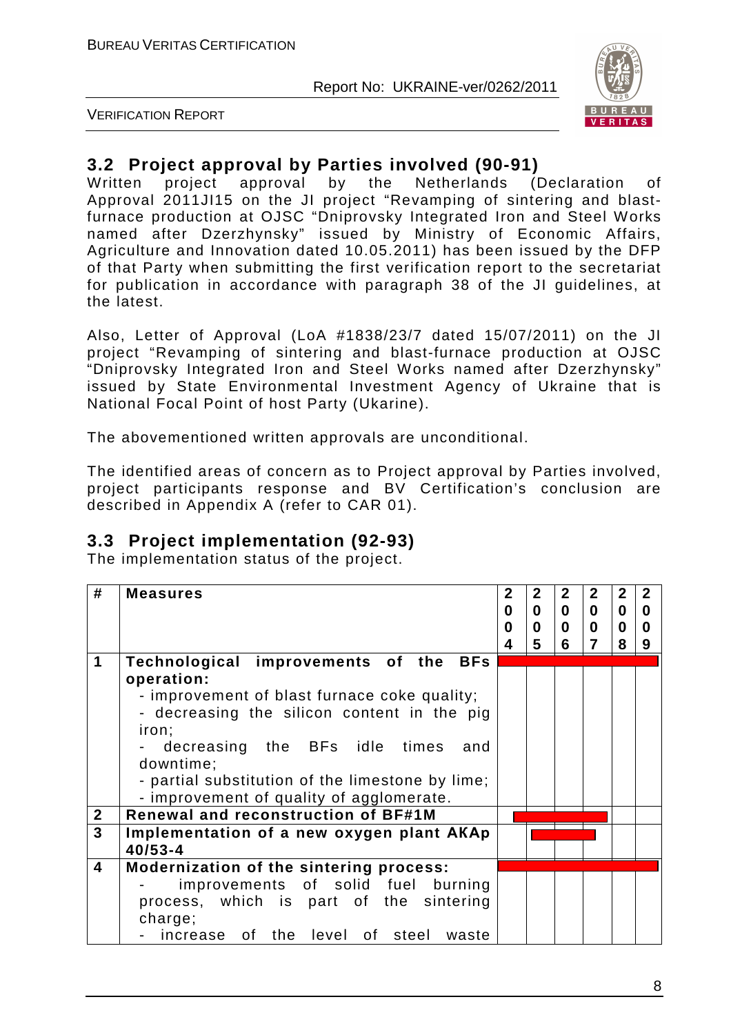## 3.2 Project approval by Parties involved (90-91)

Written project approval by the Netherlands (Declaration of Approval 2011JI15 on the JI project "Revamping of sintering and blast-furnace production at OJSC "Dniprovsky Integrated Iron and Steel Works named after Dzerzhynsky" issued by Ministry of Economic Affairs, Agriculture and Innovation dated 10.05.2011) has been issued by the DFP of that Party when submitting the first verification report to the secretariat for publication in accordance with paragraph 38 of the JI guidelines, at the latest.

Also, Letter of Approval (LoA #1838/23/7 dated 15/07/2011) on the JI project "Revamping of sintering and blast-furnace production at OJSC "Dniprovsky Integrated Iron and Steel Works named after Dzerzhynsky" issued by State Environmental Investment Agency of Ukraine that is National Focal Point of host Party (Ukarine).

The abovementioned written approvals are unconditional.

The identified areas of concern as to Project approval by Parties involved, project participants response and BV Certification's conclusion are described in Appendix A (refer to CAR 01).

## 3.3 Project implementation (92-93)

The implementation status of the project.

| # | Measures | 2004 | 2005 | 2006 | 2007 | 2008 | 2009 |
|---|---|---|---|---|---|---|---|
| 1 | **Technological improvements of the BFs operation:**<br>- improvement of blast furnace coke quality;<br>- decreasing the silicon content in the pig iron;<br>- decreasing the BFs idle times and downtime;<br>- partial substitution of the limestone by lime;<br>- improvement of quality of agglomerate. | | | | | | |
| 2 | **Renewal and reconstruction of BF#1M** | | | | | | |
| 3 | **Implementation of a new oxygen plant AKAp 40/53-4** | | | | | | |
| 4 | **Modernization of the sintering process:**<br>- improvements of solid fuel burning process, which is part of the sintering charge;<br>- increase of the level of steel waste | | | | | | |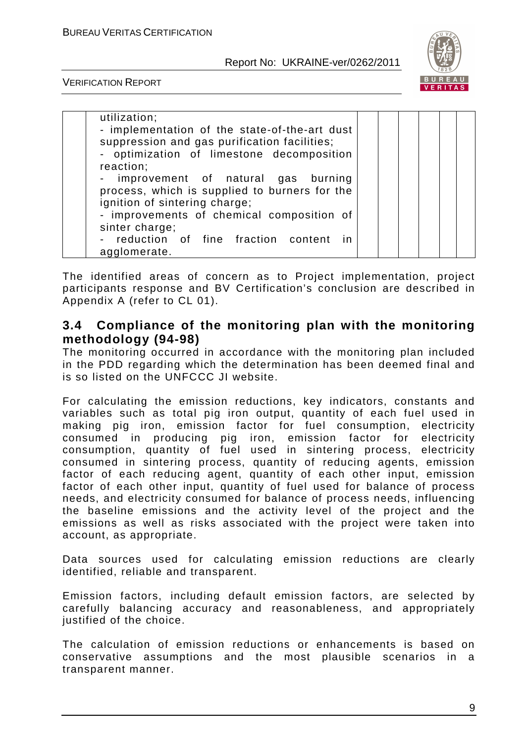| | | | | | | | |
|---|---|---|---|---|---|---|---|
| | utilization;<br>- implementation of the state-of-the-art dust suppression and gas purification facilities;<br>- optimization of limestone decomposition reaction;<br>- improvement of natural gas burning process, which is supplied to burners for the ignition of sintering charge;<br>- improvements of chemical composition of sinter charge;<br>- reduction of fine fraction content in agglomerate. | | | | | | |

The identified areas of concern as to Project implementation, project participants response and BV Certification's conclusion are described in Appendix A (refer to CL 01).

## 3.4 Compliance of the monitoring plan with the monitoring methodology (94-98)

The monitoring occurred in accordance with the monitoring plan included in the PDD regarding which the determination has been deemed final and is so listed on the UNFCCC JI website.

For calculating the emission reductions, key indicators, constants and variables such as total pig iron output, quantity of each fuel used in making pig iron, emission factor for fuel consumption, electricity consumed in producing pig iron, emission factor for electricity consumption, quantity of fuel used in sintering process, electricity consumed in sintering process, quantity of reducing agents, emission factor of each reducing agent, quantity of each other input, emission factor of each other input, quantity of fuel used for balance of process needs, and electricity consumed for balance of process needs, influencing the baseline emissions and the activity level of the project and the emissions as well as risks associated with the project were taken into account, as appropriate.

Data sources used for calculating emission reductions are clearly identified, reliable and transparent.

Emission factors, including default emission factors, are selected by carefully balancing accuracy and reasonableness, and appropriately justified of the choice.

The calculation of emission reductions or enhancements is based on conservative assumptions and the most plausible scenarios in a transparent manner.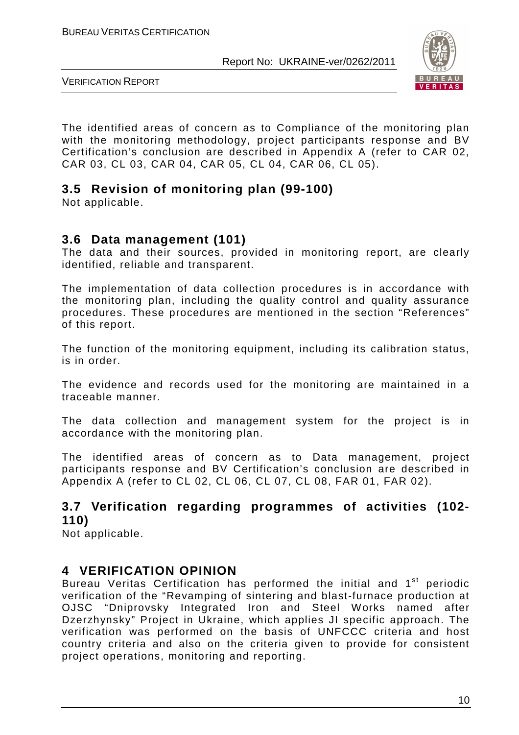The identified areas of concern as to Compliance of the monitoring plan with the monitoring methodology, project participants response and BV Certification's conclusion are described in Appendix A (refer to CAR 02, CAR 03, CL 03, CAR 04, CAR 05, CL 04, CAR 06, CL 05).

## 3.5 Revision of monitoring plan (99-100)

Not applicable.

## 3.6 Data management (101)

The data and their sources, provided in monitoring report, are clearly identified, reliable and transparent.

The implementation of data collection procedures is in accordance with the monitoring plan, including the quality control and quality assurance procedures. These procedures are mentioned in the section "References" of this report.

The function of the monitoring equipment, including its calibration status, is in order.

The evidence and records used for the monitoring are maintained in a traceable manner.

The data collection and management system for the project is in accordance with the monitoring plan.

The identified areas of concern as to Data management, project participants response and BV Certification's conclusion are described in Appendix A (refer to CL 02, CL 06, CL 07, CL 08, FAR 01, FAR 02).

## 3.7 Verification regarding programmes of activities (102-110)

Not applicable.

# 4 VERIFICATION OPINION

Bureau Veritas Certification has performed the initial and 1st periodic verification of the "Revamping of sintering and blast-furnace production at OJSC "Dniprovsky Integrated Iron and Steel Works named after Dzerzhynsky" Project in Ukraine, which applies JI specific approach. The verification was performed on the basis of UNFCCC criteria and host country criteria and also on the criteria given to provide for consistent project operations, monitoring and reporting.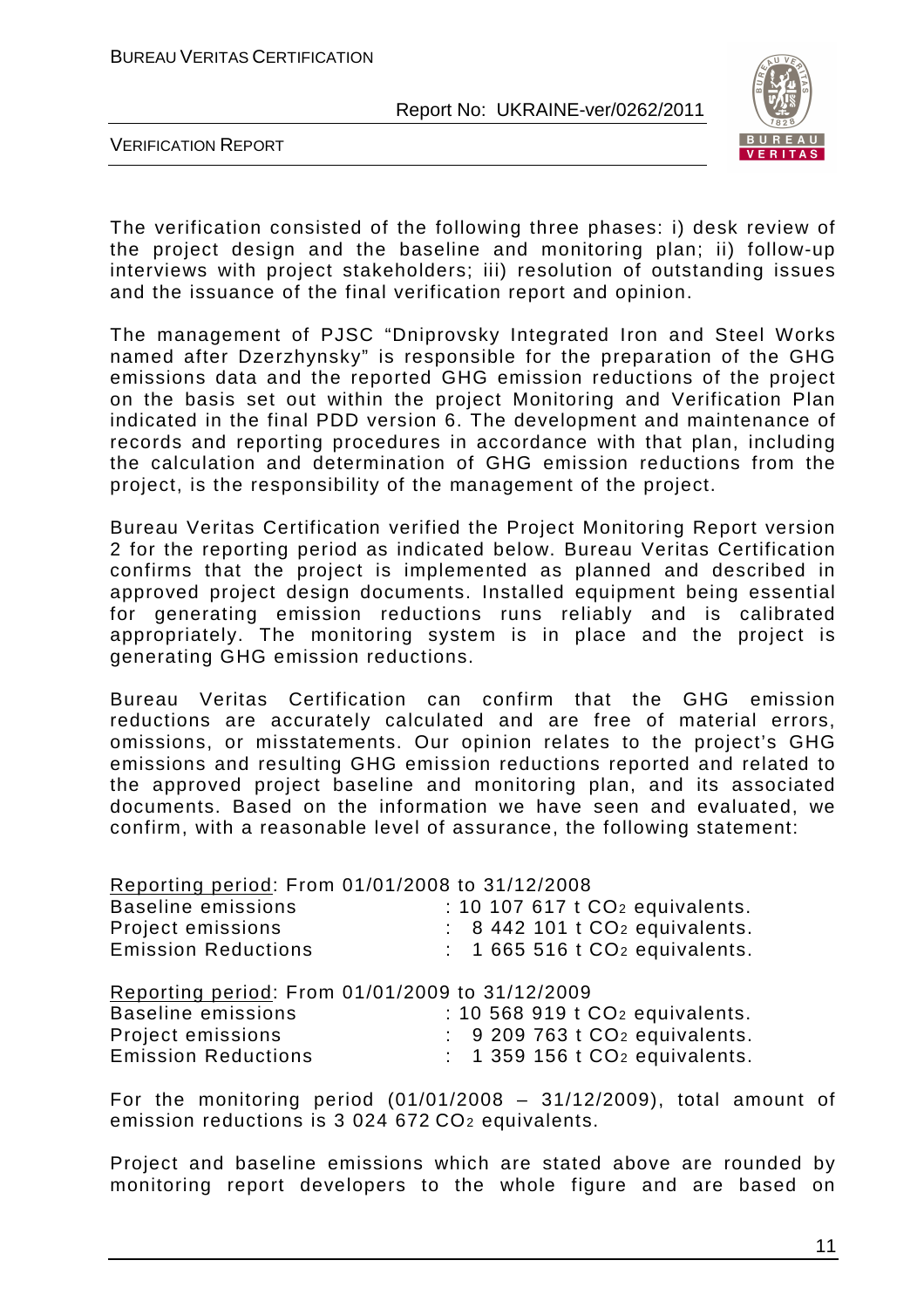The verification consisted of the following three phases: i) desk review of the project design and the baseline and monitoring plan; ii) follow-up interviews with project stakeholders; iii) resolution of outstanding issues and the issuance of the final verification report and opinion.

The management of PJSC "Dniprovsky Integrated Iron and Steel Works named after Dzerzhynsky" is responsible for the preparation of the GHG emissions data and the reported GHG emission reductions of the project on the basis set out within the project Monitoring and Verification Plan indicated in the final PDD version 6. The development and maintenance of records and reporting procedures in accordance with that plan, including the calculation and determination of GHG emission reductions from the project, is the responsibility of the management of the project.

Bureau Veritas Certification verified the Project Monitoring Report version 2 for the reporting period as indicated below. Bureau Veritas Certification confirms that the project is implemented as planned and described in approved project design documents. Installed equipment being essential for generating emission reductions runs reliably and is calibrated appropriately. The monitoring system is in place and the project is generating GHG emission reductions.

Bureau Veritas Certification can confirm that the GHG emission reductions are accurately calculated and are free of material errors, omissions, or misstatements. Our opinion relates to the project's GHG emissions and resulting GHG emission reductions reported and related to the approved project baseline and monitoring plan, and its associated documents. Based on the information we have seen and evaluated, we confirm, with a reasonable level of assurance, the following statement:

Reporting period: From 01/01/2008 to 31/12/2008
Baseline emissions : 10 107 617 t $CO_2$ equivalents.
Project emissions : 8 442 101 t $CO_2$ equivalents.
Emission Reductions : 1 665 516 t $CO_2$ equivalents.

Reporting period: From 01/01/2009 to 31/12/2009
Baseline emissions : 10 568 919 t $CO_2$ equivalents.
Project emissions : 9 209 763 t $CO_2$ equivalents.
Emission Reductions : 1 359 156 t $CO_2$ equivalents.

For the monitoring period (01/01/2008 – 31/12/2009), total amount of emission reductions is 3 024 672 $CO_2$ equivalents.

Project and baseline emissions which are stated above are rounded by monitoring report developers to the whole figure and are based on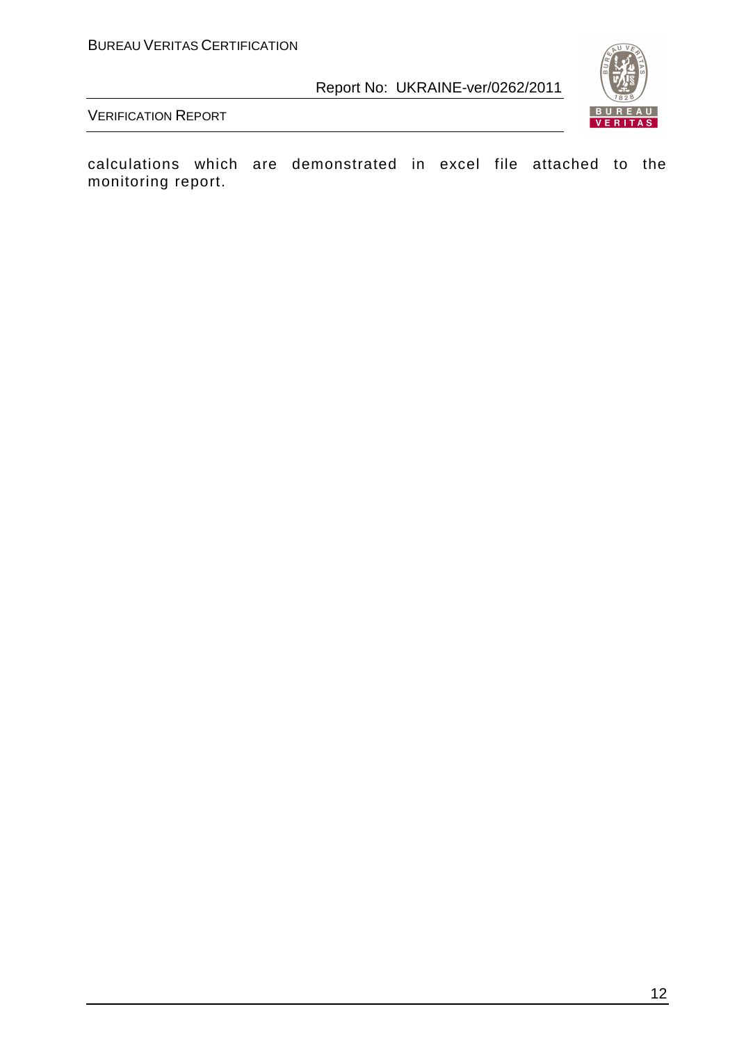calculations which are demonstrated in excel file attached to the monitoring report.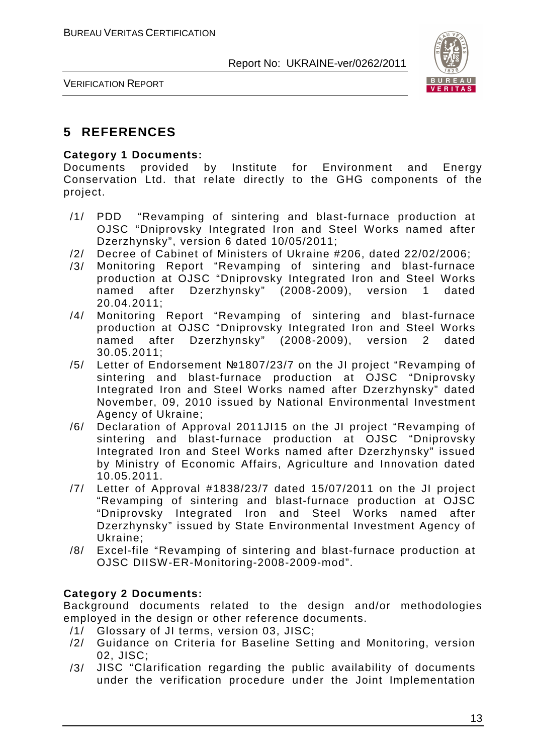# 5 REFERENCES

**Category 1 Documents:**

Documents provided by Institute for Environment and Energy Conservation Ltd. that relate directly to the GHG components of the project.

/1/ PDD "Revamping of sintering and blast-furnace production at OJSC "Dniprovsky Integrated Iron and Steel Works named after Dzerzhynsky", version 6 dated 10/05/2011;

/2/ Decree of Cabinet of Ministers of Ukraine #206, dated 22/02/2006;

/3/ Monitoring Report "Revamping of sintering and blast-furnace production at OJSC "Dniprovsky Integrated Iron and Steel Works named after Dzerzhynsky" (2008-2009), version 1 dated 20.04.2011;

/4/ Monitoring Report "Revamping of sintering and blast-furnace production at OJSC "Dniprovsky Integrated Iron and Steel Works named after Dzerzhynsky" (2008-2009), version 2 dated 30.05.2011;

/5/ Letter of Endorsement №1807/23/7 on the JI project "Revamping of sintering and blast-furnace production at OJSC "Dniprovsky Integrated Iron and Steel Works named after Dzerzhynsky" dated November, 09, 2010 issued by National Environmental Investment Agency of Ukraine;

/6/ Declaration of Approval 2011JI15 on the JI project "Revamping of sintering and blast-furnace production at OJSC "Dniprovsky Integrated Iron and Steel Works named after Dzerzhynsky" issued by Ministry of Economic Affairs, Agriculture and Innovation dated 10.05.2011.

/7/ Letter of Approval #1838/23/7 dated 15/07/2011 on the JI project "Revamping of sintering and blast-furnace production at OJSC "Dniprovsky Integrated Iron and Steel Works named after Dzerzhynsky" issued by State Environmental Investment Agency of Ukraine;

/8/ Excel-file "Revamping of sintering and blast-furnace production at OJSC DIISW-ER-Monitoring-2008-2009-mod".

**Category 2 Documents:**

Background documents related to the design and/or methodologies employed in the design or other reference documents.

/1/ Glossary of JI terms, version 03, JISC;

/2/ Guidance on Criteria for Baseline Setting and Monitoring, version 02, JISC;

/3/ JISC "Clarification regarding the public availability of documents under the verification procedure under the Joint Implementation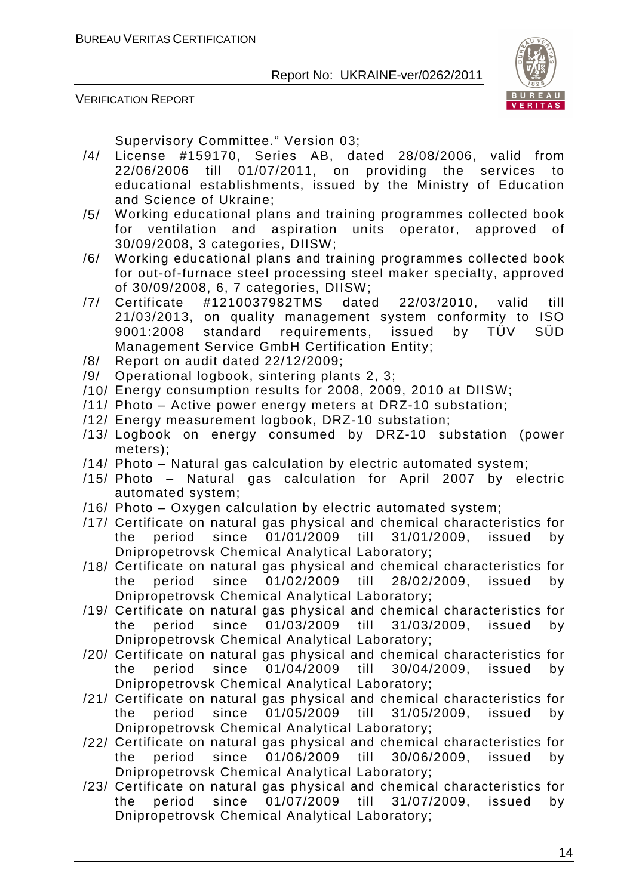Supervisory Committee." Version 03;

/4/ License #159170, Series AB, dated 28/08/2006, valid from 22/06/2006 till 01/07/2011, on providing the services to educational establishments, issued by the Ministry of Education and Science of Ukraine;

/5/ Working educational plans and training programmes collected book for ventilation and aspiration units operator, approved of 30/09/2008, 3 categories, DIISW;

/6/ Working educational plans and training programmes collected book for out-of-furnace steel processing steel maker specialty, approved of 30/09/2008, 6, 7 categories, DIISW;

/7/ Certificate #1210037982TMS dated 22/03/2010, valid till 21/03/2013, on quality management system conformity to ISO 9001:2008 standard requirements, issued by TÜV SÜD Management Service GmbH Certification Entity;

/8/ Report on audit dated 22/12/2009;

/9/ Operational logbook, sintering plants 2, 3;

/10/ Energy consumption results for 2008, 2009, 2010 at DIISW;

/11/ Photo – Active power energy meters at DRZ-10 substation;

/12/ Energy measurement logbook, DRZ-10 substation;

/13/ Logbook on energy consumed by DRZ-10 substation (power meters);

/14/ Photo – Natural gas calculation by electric automated system;

/15/ Photo – Natural gas calculation for April 2007 by electric automated system;

/16/ Photo – Oxygen calculation by electric automated system;

/17/ Certificate on natural gas physical and chemical characteristics for the period since 01/01/2009 till 31/01/2009, issued by Dnipropetrovsk Chemical Analytical Laboratory;

/18/ Certificate on natural gas physical and chemical characteristics for the period since 01/02/2009 till 28/02/2009, issued by Dnipropetrovsk Chemical Analytical Laboratory;

/19/ Certificate on natural gas physical and chemical characteristics for the period since 01/03/2009 till 31/03/2009, issued by Dnipropetrovsk Chemical Analytical Laboratory;

/20/ Certificate on natural gas physical and chemical characteristics for the period since 01/04/2009 till 30/04/2009, issued by Dnipropetrovsk Chemical Analytical Laboratory;

/21/ Certificate on natural gas physical and chemical characteristics for the period since 01/05/2009 till 31/05/2009, issued by Dnipropetrovsk Chemical Analytical Laboratory;

/22/ Certificate on natural gas physical and chemical characteristics for the period since 01/06/2009 till 30/06/2009, issued by Dnipropetrovsk Chemical Analytical Laboratory;

/23/ Certificate on natural gas physical and chemical characteristics for the period since 01/07/2009 till 31/07/2009, issued by Dnipropetrovsk Chemical Analytical Laboratory;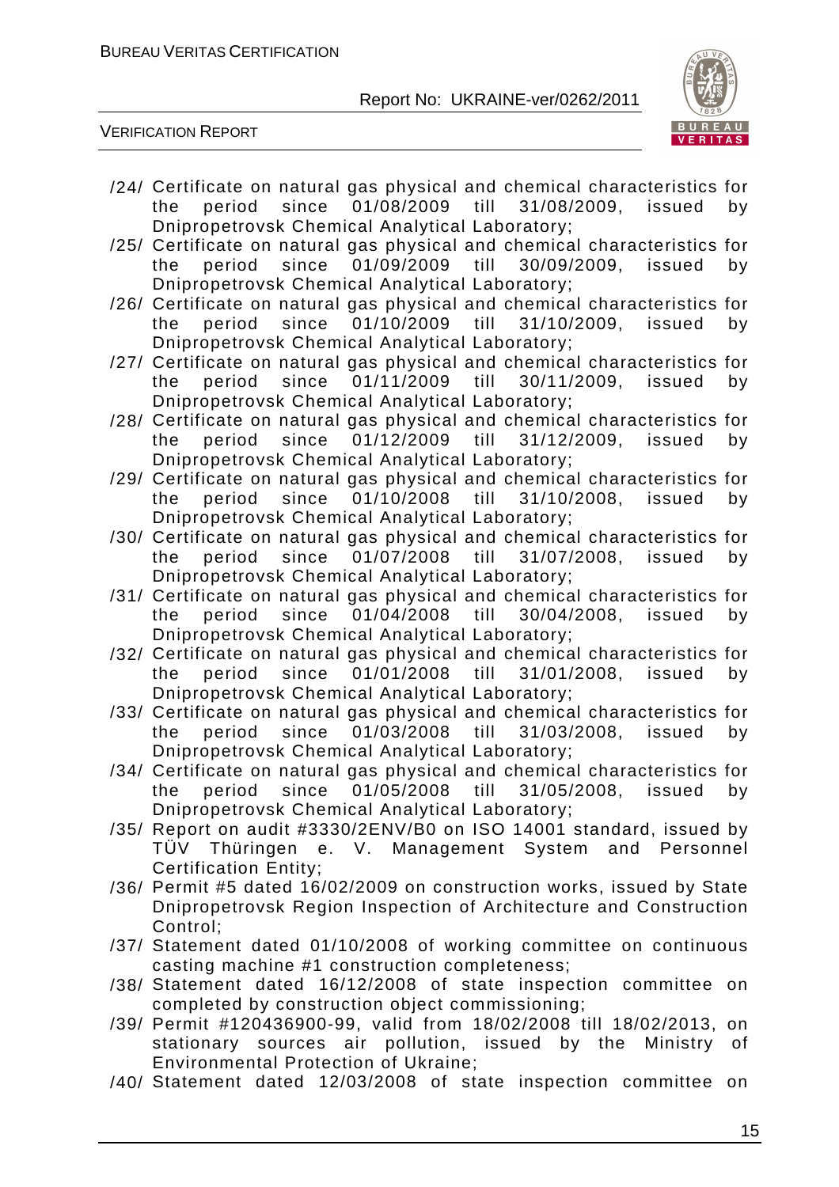/24/ Certificate on natural gas physical and chemical characteristics for the period since 01/08/2009 till 31/08/2009, issued by Dnipropetrovsk Chemical Analytical Laboratory;

/25/ Certificate on natural gas physical and chemical characteristics for the period since 01/09/2009 till 30/09/2009, issued by Dnipropetrovsk Chemical Analytical Laboratory;

/26/ Certificate on natural gas physical and chemical characteristics for the period since 01/10/2009 till 31/10/2009, issued by Dnipropetrovsk Chemical Analytical Laboratory;

/27/ Certificate on natural gas physical and chemical characteristics for the period since 01/11/2009 till 30/11/2009, issued by Dnipropetrovsk Chemical Analytical Laboratory;

/28/ Certificate on natural gas physical and chemical characteristics for the period since 01/12/2009 till 31/12/2009, issued by Dnipropetrovsk Chemical Analytical Laboratory;

/29/ Certificate on natural gas physical and chemical characteristics for the period since 01/10/2008 till 31/10/2008, issued by Dnipropetrovsk Chemical Analytical Laboratory;

/30/ Certificate on natural gas physical and chemical characteristics for the period since 01/07/2008 till 31/07/2008, issued by Dnipropetrovsk Chemical Analytical Laboratory;

/31/ Certificate on natural gas physical and chemical characteristics for the period since 01/04/2008 till 30/04/2008, issued by Dnipropetrovsk Chemical Analytical Laboratory;

/32/ Certificate on natural gas physical and chemical characteristics for the period since 01/01/2008 till 31/01/2008, issued by Dnipropetrovsk Chemical Analytical Laboratory;

/33/ Certificate on natural gas physical and chemical characteristics for the period since 01/03/2008 till 31/03/2008, issued by Dnipropetrovsk Chemical Analytical Laboratory;

/34/ Certificate on natural gas physical and chemical characteristics for the period since 01/05/2008 till 31/05/2008, issued by Dnipropetrovsk Chemical Analytical Laboratory;

/35/ Report on audit #3330/2ENV/B0 on ISO 14001 standard, issued by TÜV Thüringen e. V. Management System and Personnel Certification Entity;

/36/ Permit #5 dated 16/02/2009 on construction works, issued by State Dnipropetrovsk Region Inspection of Architecture and Construction Control;

/37/ Statement dated 01/10/2008 of working committee on continuous casting machine #1 construction completeness;

/38/ Statement dated 16/12/2008 of state inspection committee on completed by construction object commissioning;

/39/ Permit #120436900-99, valid from 18/02/2008 till 18/02/2013, on stationary sources air pollution, issued by the Ministry of Environmental Protection of Ukraine;

/40/ Statement dated 12/03/2008 of state inspection committee on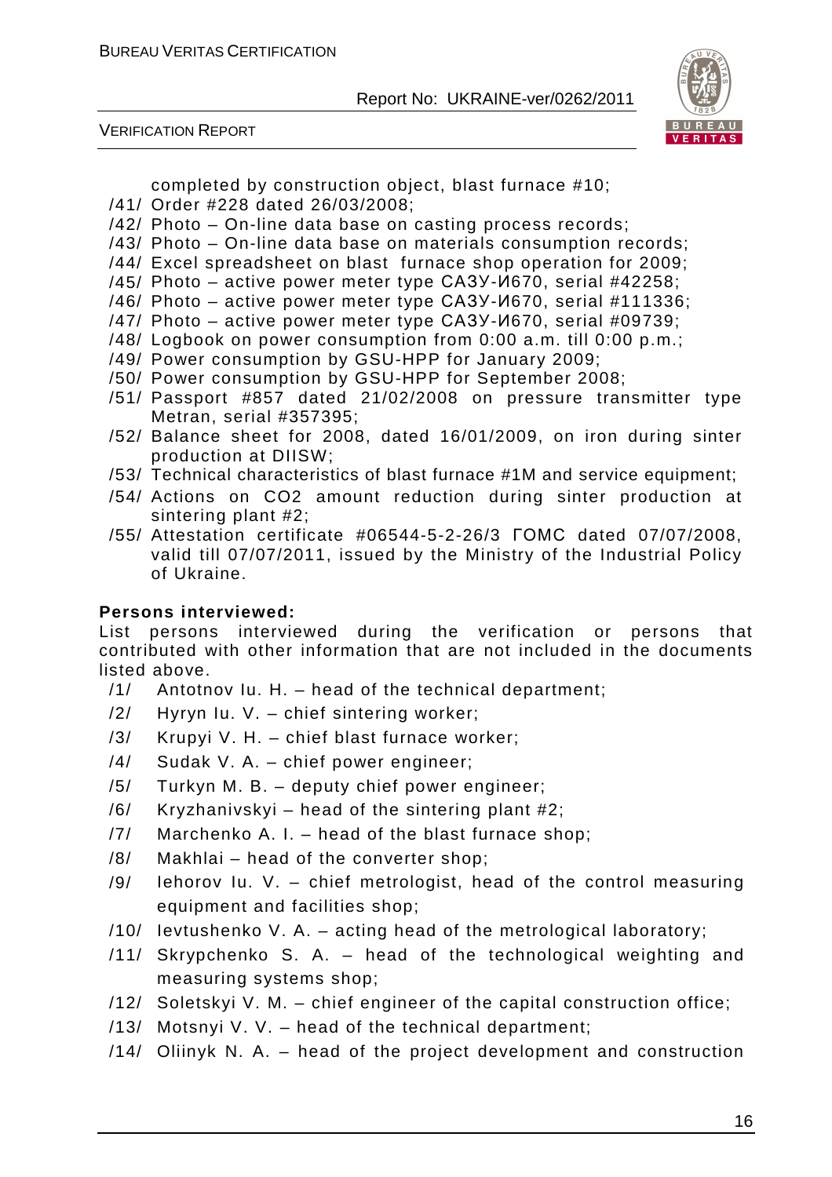completed by construction object, blast furnace #10;

/41/ Order #228 dated 26/03/2008;
/42/ Photo – On-line data base on casting process records;
/43/ Photo – On-line data base on materials consumption records;
/44/ Excel spreadsheet on blast furnace shop operation for 2009;
/45/ Photo – active power meter type САЗУ-И670, serial #42258;
/46/ Photo – active power meter type САЗУ-И670, serial #111336;
/47/ Photo – active power meter type САЗУ-И670, serial #09739;
/48/ Logbook on power consumption from 0:00 a.m. till 0:00 p.m.;
/49/ Power consumption by GSU-HPP for January 2009;
/50/ Power consumption by GSU-HPP for September 2008;
/51/ Passport #857 dated 21/02/2008 on pressure transmitter type Metran, serial #357395;
/52/ Balance sheet for 2008, dated 16/01/2009, on iron during sinter production at DIISW;
/53/ Technical characteristics of blast furnace #1M and service equipment;
/54/ Actions on CO2 amount reduction during sinter production at sintering plant #2;
/55/ Attestation certificate #06544-5-2-26/3 ГОМС dated 07/07/2008, valid till 07/07/2011, issued by the Ministry of the Industrial Policy of Ukraine.

**Persons interviewed:**

List persons interviewed during the verification or persons that contributed with other information that are not included in the documents listed above.

/1/ Antotnov Iu. H. – head of the technical department;
/2/ Hyryn Iu. V. – chief sintering worker;
/3/ Krupyi V. H. – chief blast furnace worker;
/4/ Sudak V. A. – chief power engineer;
/5/ Turkyn M. B. – deputy chief power engineer;
/6/ Kryzhanivskyi – head of the sintering plant #2;
/7/ Marchenko A. I. – head of the blast furnace shop;
/8/ Makhlai – head of the converter shop;
/9/ Iehorov Iu. V. – chief metrologist, head of the control measuring equipment and facilities shop;
/10/ Ievtushenko V. A. – acting head of the metrological laboratory;
/11/ Skrypchenko S. A. – head of the technological weighting and measuring systems shop;
/12/ Soletskyi V. M. – chief engineer of the capital construction office;
/13/ Motsnyi V. V. – head of the technical department;
/14/ Oliinyk N. A. – head of the project development and construction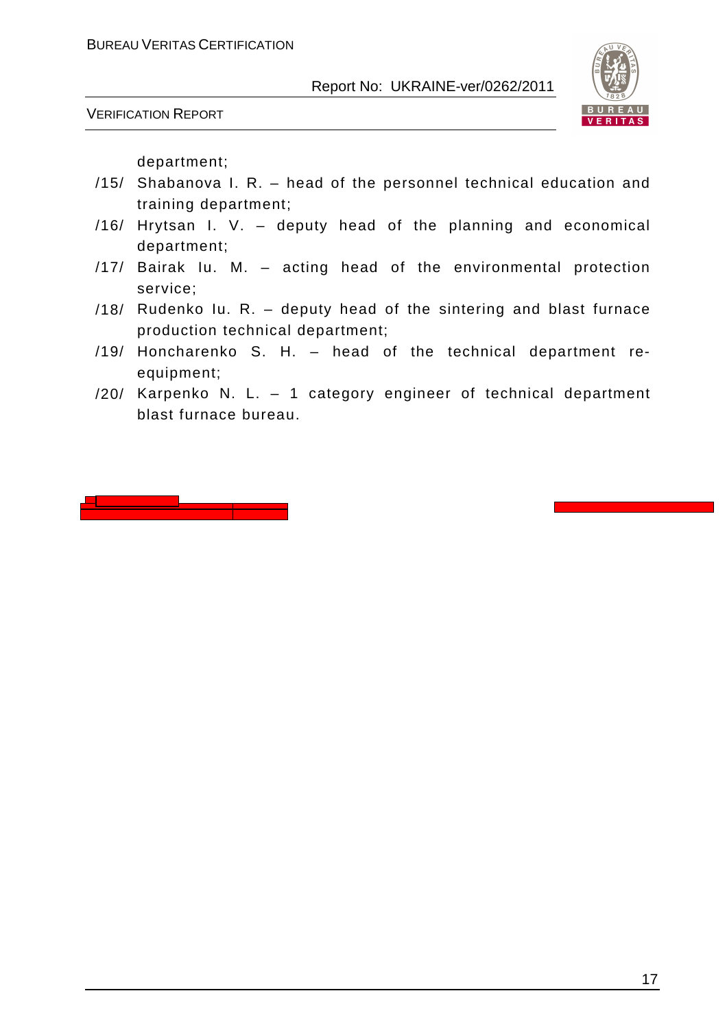department;

/15/ Shabanova I. R. – head of the personnel technical education and training department;

/16/ Hrytsan I. V. – deputy head of the planning and economical department;

/17/ Bairak Iu. M. – acting head of the environmental protection service;

/18/ Rudenko Iu. R. – deputy head of the sintering and blast furnace production technical department;

/19/ Honcharenko S. H. – head of the technical department re-equipment;

/20/ Karpenko N. L. – 1 category engineer of technical department blast furnace bureau.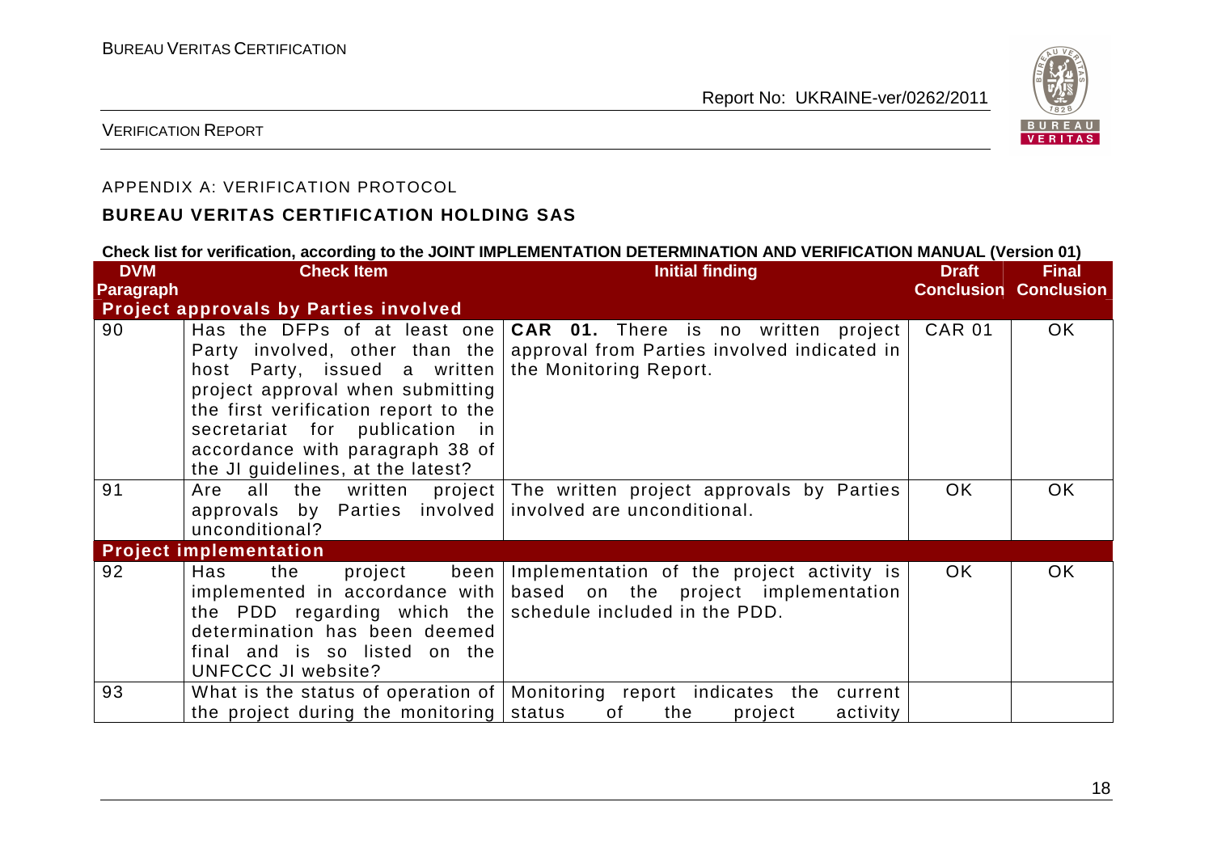APPENDIX A: VERIFICATION PROTOCOL

**BUREAU VERITAS CERTIFICATION HOLDING SAS**

**Check list for verification, according to the JOINT IMPLEMENTATION DETERMINATION AND VERIFICATION MANUAL (Version 01)**

| DVM Paragraph | Check Item | Initial finding | Draft Conclusion | Final Conclusion |
|---|---|---|---|---|
| **Project approvals by Parties involved** | | | | |
| 90 | Has the DFPs of at least one Party involved, other than the host Party, issued a written project approval when submitting the first verification report to the secretariat for publication in accordance with paragraph 38 of the JI guidelines, at the latest? | **CAR 01.** There is no written project approval from Parties involved indicated in the Monitoring Report. | CAR 01 | OK |
| 91 | Are all the written project approvals by Parties involved unconditional? | The written project approvals by Parties involved are unconditional. | OK | OK |
| **Project implementation** | | | | |
| 92 | Has the project been implemented in accordance with the PDD regarding which the determination has been deemed final and is so listed on the UNFCCC JI website? | Implementation of the project activity is based on the project implementation schedule included in the PDD. | OK | OK |
| 93 | What is the status of operation of the project during the monitoring | Monitoring report indicates the current status of the project activity | | |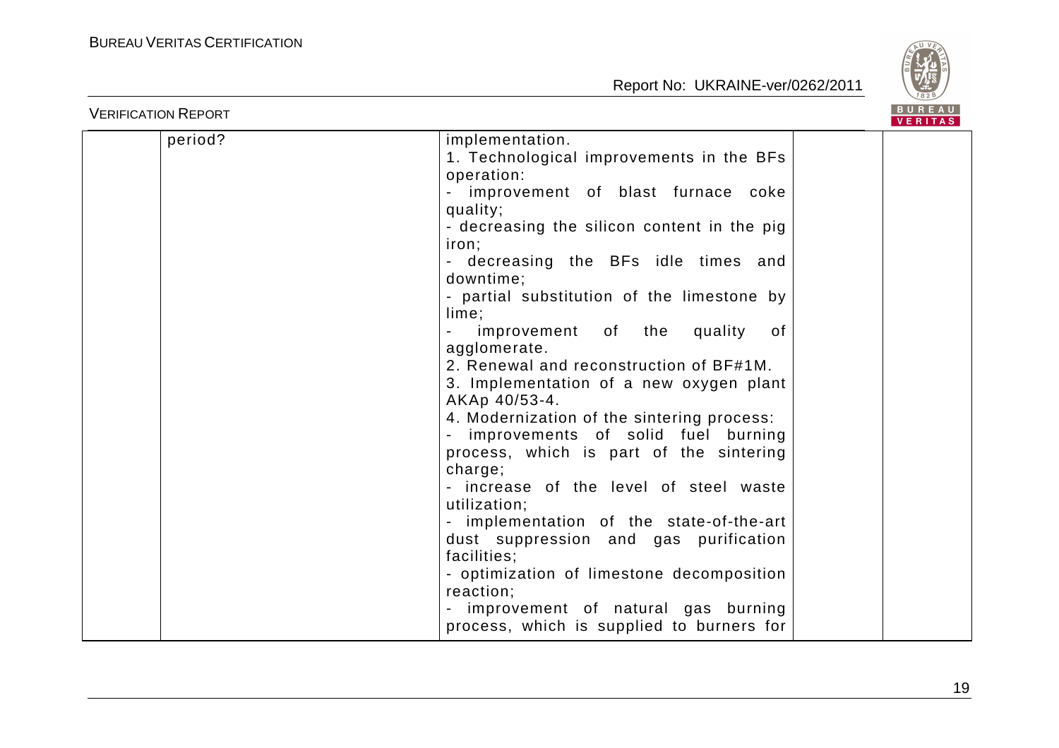| | | | | |
|---|---|---|---|---|
| | period? | implementation.<br>1. Technological improvements in the BFs operation:<br>- improvement of blast furnace coke quality;<br>- decreasing the silicon content in the pig iron;<br>- decreasing the BFs idle times and downtime;<br>- partial substitution of the limestone by lime;<br>- improvement of the quality of agglomerate.<br>2. Renewal and reconstruction of BF#1M.<br>3. Implementation of a new oxygen plant AKAp 40/53-4.<br>4. Modernization of the sintering process:<br>- improvements of solid fuel burning process, which is part of the sintering charge;<br>- increase of the level of steel waste utilization;<br>- implementation of the state-of-the-art dust suppression and gas purification facilities;<br>- optimization of limestone decomposition reaction;<br>- improvement of natural gas burning process, which is supplied to burners for | | |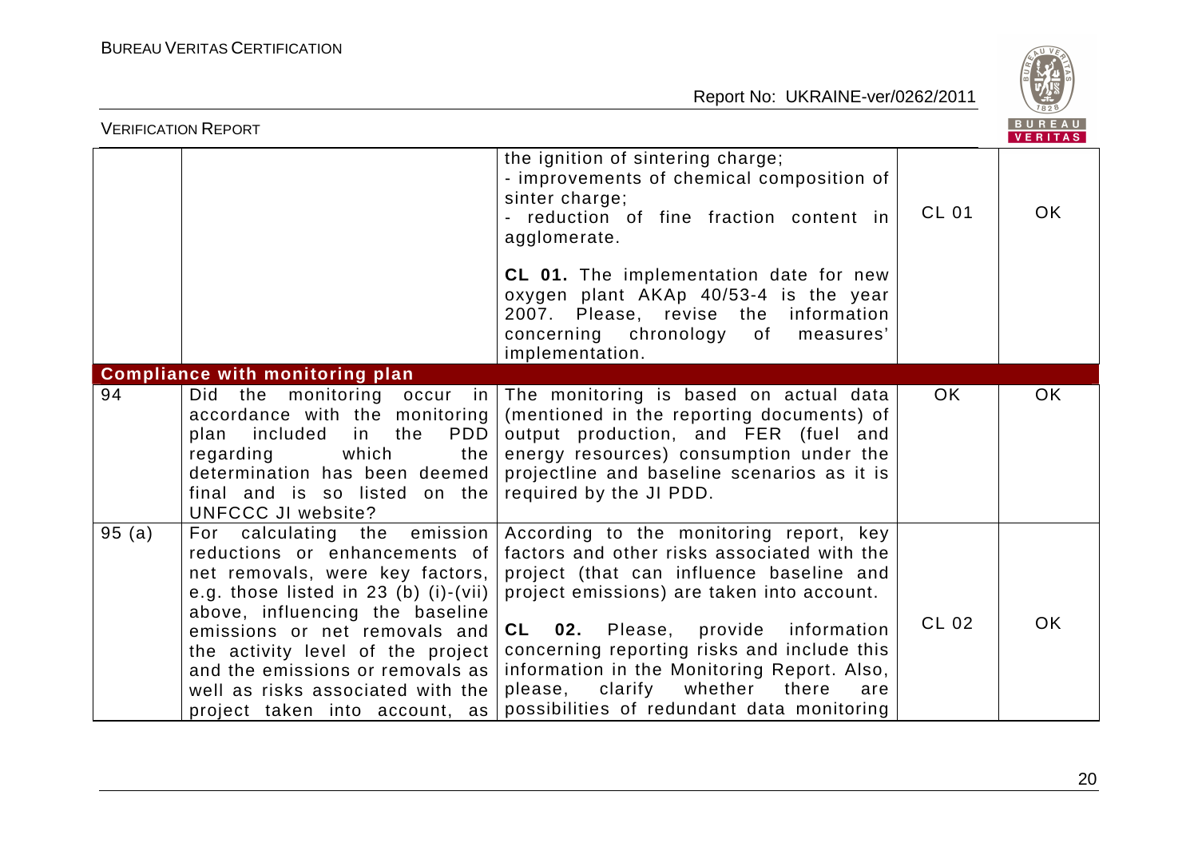| | | | | |
|---|---|---|---|---|
| | | the ignition of sintering charge;<br>- improvements of chemical composition of sinter charge;<br>- reduction of fine fraction content in agglomerate.<br><br>**CL 01.** The implementation date for new oxygen plant AKAp 40/53-4 is the year 2007. Please, revise the information concerning chronology of measures' implementation. | CL 01 | OK |
| **Compliance with monitoring plan** | | | | |
| 94 | Did the monitoring occur in accordance with the monitoring plan included in the PDD regarding which the determination has been deemed final and is so listed on the UNFCCC JI website? | The monitoring is based on actual data (mentioned in the reporting documents) of output production, and FER (fuel and energy resources) consumption under the projectline and baseline scenarios as it is required by the JI PDD. | OK | OK |
| 95 (a) | For calculating the emission reductions or enhancements of net removals, were key factors, e.g. those listed in 23 (b) (i)-(vii) above, influencing the baseline emissions or net removals and the activity level of the project and the emissions or removals as well as risks associated with the project taken into account, as | According to the monitoring report, key factors and other risks associated with the project (that can influence baseline and project emissions) are taken into account.<br><br>**CL 02.** Please, provide information concerning reporting risks and include this information in the Monitoring Report. Also, please, clarify whether there are possibilities of redundant data monitoring | CL 02 | OK |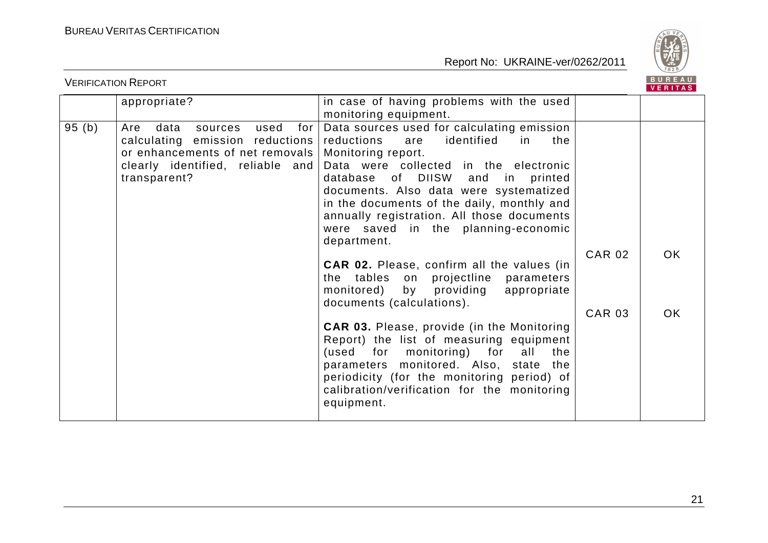| | appropriate? | in case of having problems with the used monitoring equipment. | | |
|---|---|---|---|---|
| 95 (b) | Are data sources used for calculating emission reductions or enhancements of net removals clearly identified, reliable and transparent? | Data sources used for calculating emission reductions are identified in the Monitoring report.<br>Data were collected in the electronic database of DIISW and in printed documents. Also data were systematized in the documents of the daily, monthly and annually registration. All those documents were saved in the planning-economic department.<br><br>**CAR 02.** Please, confirm all the values (in the tables on projectline parameters monitored) by providing appropriate documents (calculations).<br><br>**CAR 03.** Please, provide (in the Monitoring Report) the list of measuring equipment (used for monitoring) for all the parameters monitored. Also, state the periodicity (for the monitoring period) of calibration/verification for the monitoring equipment. | CAR 02<br><br>CAR 03 | OK<br><br>OK |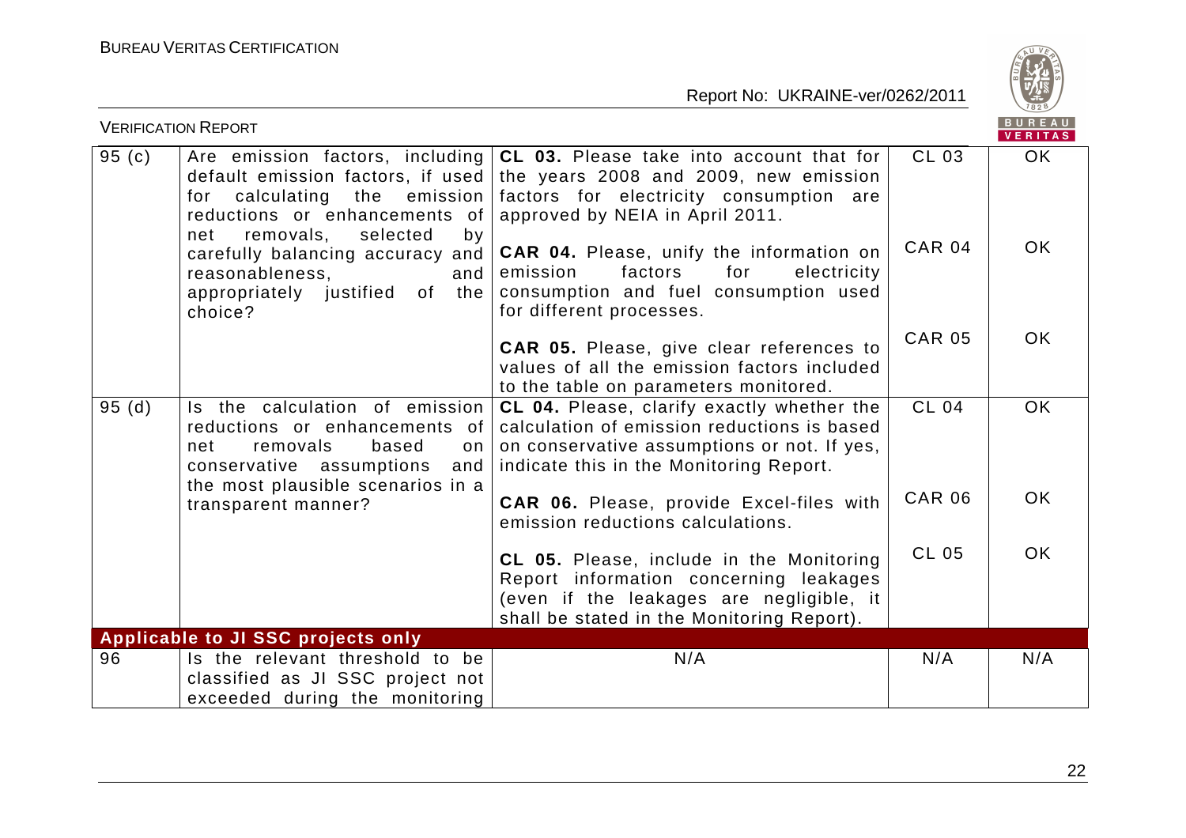| | | | | |
|---|---|---|---|---|
| 95 (c) | Are emission factors, including default emission factors, if used for calculating the emission reductions or enhancements of net removals, selected by carefully balancing accuracy and reasonableness, and appropriately justified of the choice? | **CL 03.** Please take into account that for the years 2008 and 2009, new emission factors for electricity consumption are approved by NEIA in April 2011. | CL 03 | OK |
| | | **CAR 04.** Please, unify the information on emission factors for electricity consumption and fuel consumption used for different processes. | CAR 04 | OK |
| | | **CAR 05.** Please, give clear references to values of all the emission factors included to the table on parameters monitored. | CAR 05 | OK |
| 95 (d) | Is the calculation of emission reductions or enhancements of net removals based on conservative assumptions and the most plausible scenarios in a transparent manner? | **CL 04.** Please, clarify exactly whether the calculation of emission reductions is based on conservative assumptions or not. If yes, indicate this in the Monitoring Report. | CL 04 | OK |
| | | **CAR 06.** Please, provide Excel-files with emission reductions calculations. | CAR 06 | OK |
| | | **CL 05.** Please, include in the Monitoring Report information concerning leakages (even if the leakages are negligible, it shall be stated in the Monitoring Report). | CL 05 | OK |
| **Applicable to JI SSC projects only** | | | | |
| 96 | Is the relevant threshold to be classified as JI SSC project not exceeded during the monitoring | N/A | N/A | N/A |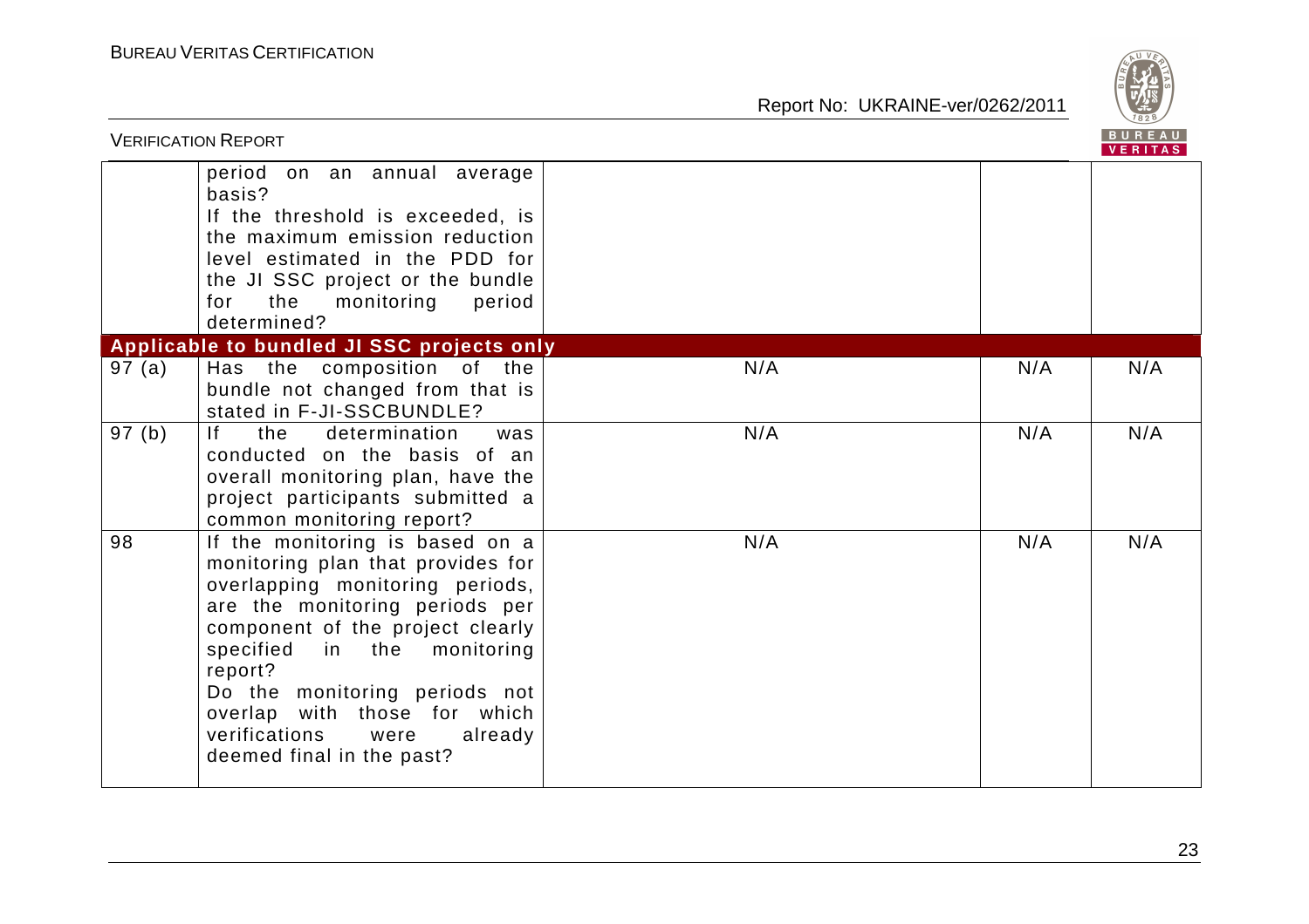| | | | | |
|---|---|---|---|---|
| | period on an annual average basis? If the threshold is exceeded, is the maximum emission reduction level estimated in the PDD for the JI SSC project or the bundle for the monitoring period determined? | | | |
| **Applicable to bundled JI SSC projects only** | | | | |
| 97 (a) | Has the composition of the bundle not changed from that is stated in F-JI-SSCBUNDLE? | N/A | N/A | N/A |
| 97 (b) | If the determination was conducted on the basis of an overall monitoring plan, have the project participants submitted a common monitoring report? | N/A | N/A | N/A |
| 98 | If the monitoring is based on a monitoring plan that provides for overlapping monitoring periods, are the monitoring periods per component of the project clearly specified in the monitoring report? Do the monitoring periods not overlap with those for which verifications were already deemed final in the past? | N/A | N/A | N/A |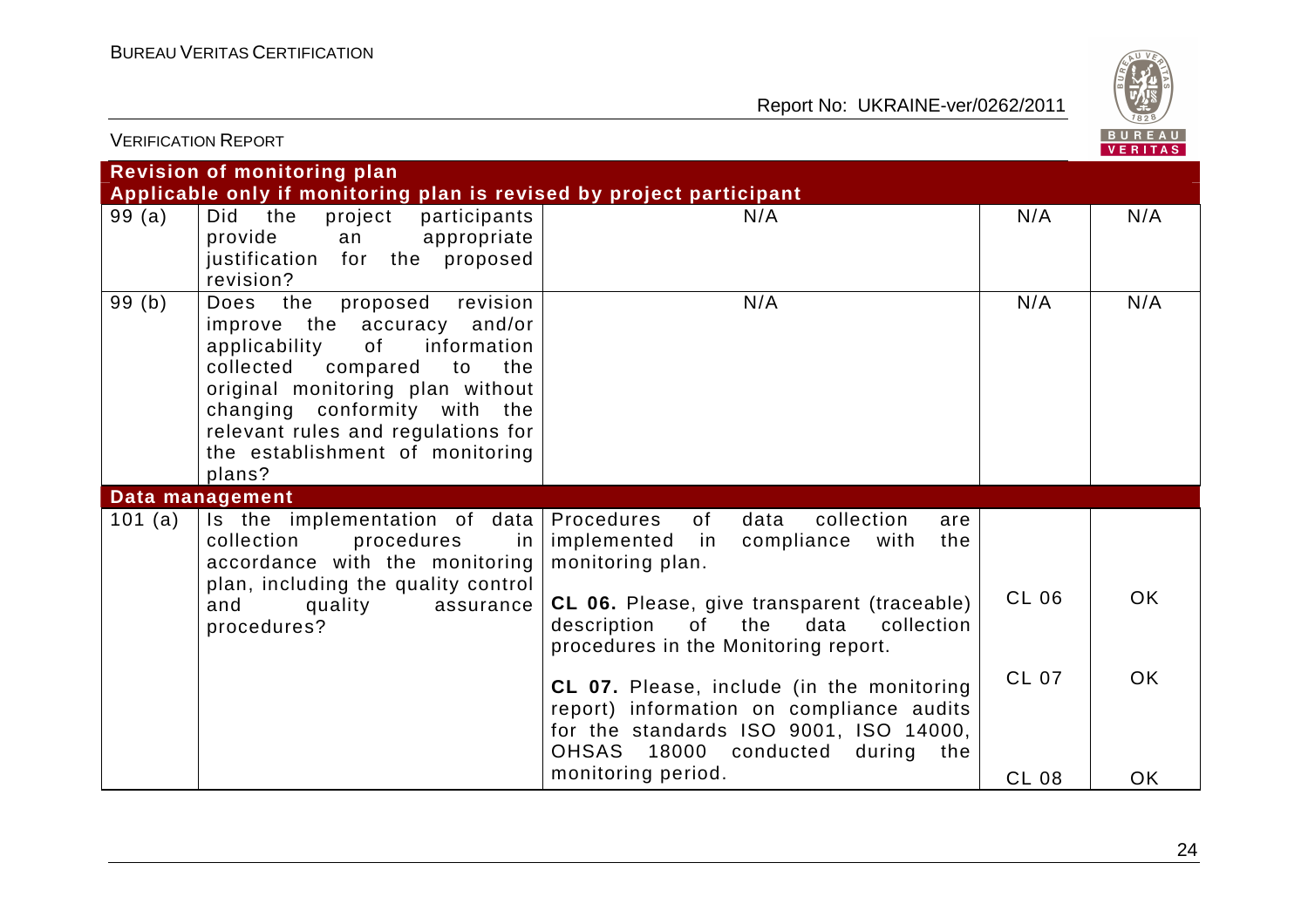| | | | | |
|---|---|---|---|---|
| **Revision of monitoring plan**<br>**Applicable only if monitoring plan is revised by project participant** | | | | |
| 99 (a) | Did the project participants provide an appropriate justification for the proposed revision? | N/A | N/A | N/A |
| 99 (b) | Does the proposed revision improve the accuracy and/or applicability of information collected compared to the original monitoring plan without changing conformity with the relevant rules and regulations for the establishment of monitoring plans? | N/A | N/A | N/A |
| **Data management** | | | | |
| 101 (a) | Is the implementation of data collection procedures in accordance with the monitoring plan, including the quality control and quality assurance procedures? | Procedures of data collection are implemented in compliance with the monitoring plan.<br><br>**CL 06.** Please, give transparent (traceable) description of the data collection procedures in the Monitoring report.<br><br>**CL 07.** Please, include (in the monitoring report) information on compliance audits for the standards ISO 9001, ISO 14000, OHSAS 18000 conducted during the monitoring period. | CL 06<br><br>CL 07<br><br>CL 08 | OK<br><br>OK<br><br>OK |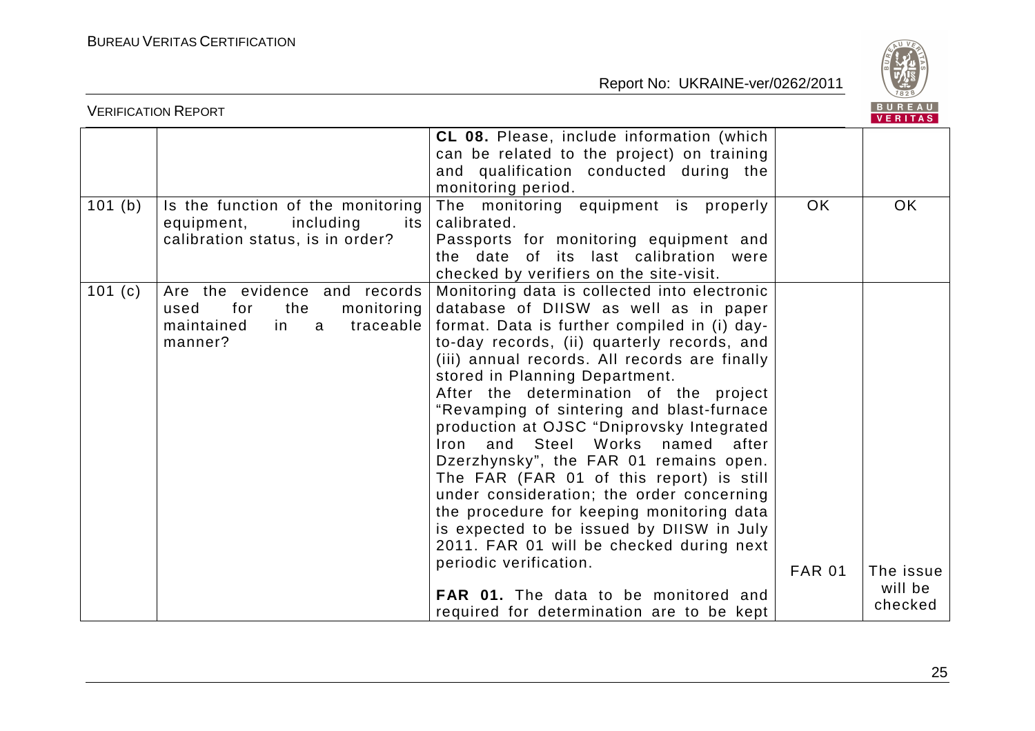| | | CL 08. Please, include information (which can be related to the project) on training and qualification conducted during the monitoring period. | | |
|---|---|---|---|---|
| 101 (b) | Is the function of the monitoring equipment, including its calibration status, is in order? | The monitoring equipment is properly calibrated.<br>Passports for monitoring equipment and the date of its last calibration were checked by verifiers on the site-visit. | OK | OK |
| 101 (c) | Are the evidence and records used for the monitoring maintained in a traceable manner? | Monitoring data is collected into electronic database of DIISW as well as in paper format. Data is further compiled in (i) day-to-day records, (ii) quarterly records, and (iii) annual records. All records are finally stored in Planning Department.<br>After the determination of the project "Revamping of sintering and blast-furnace production at OJSC "Dniprovsky Integrated Iron and Steel Works named after Dzerzhynsky", the FAR 01 remains open. The FAR (FAR 01 of this report) is still under consideration; the order concerning the procedure for keeping monitoring data is expected to be issued by DIISW in July 2011. FAR 01 will be checked during next periodic verification.<br><br>**FAR 01.** The data to be monitored and required for determination are to be kept | FAR 01 | The issue will be checked |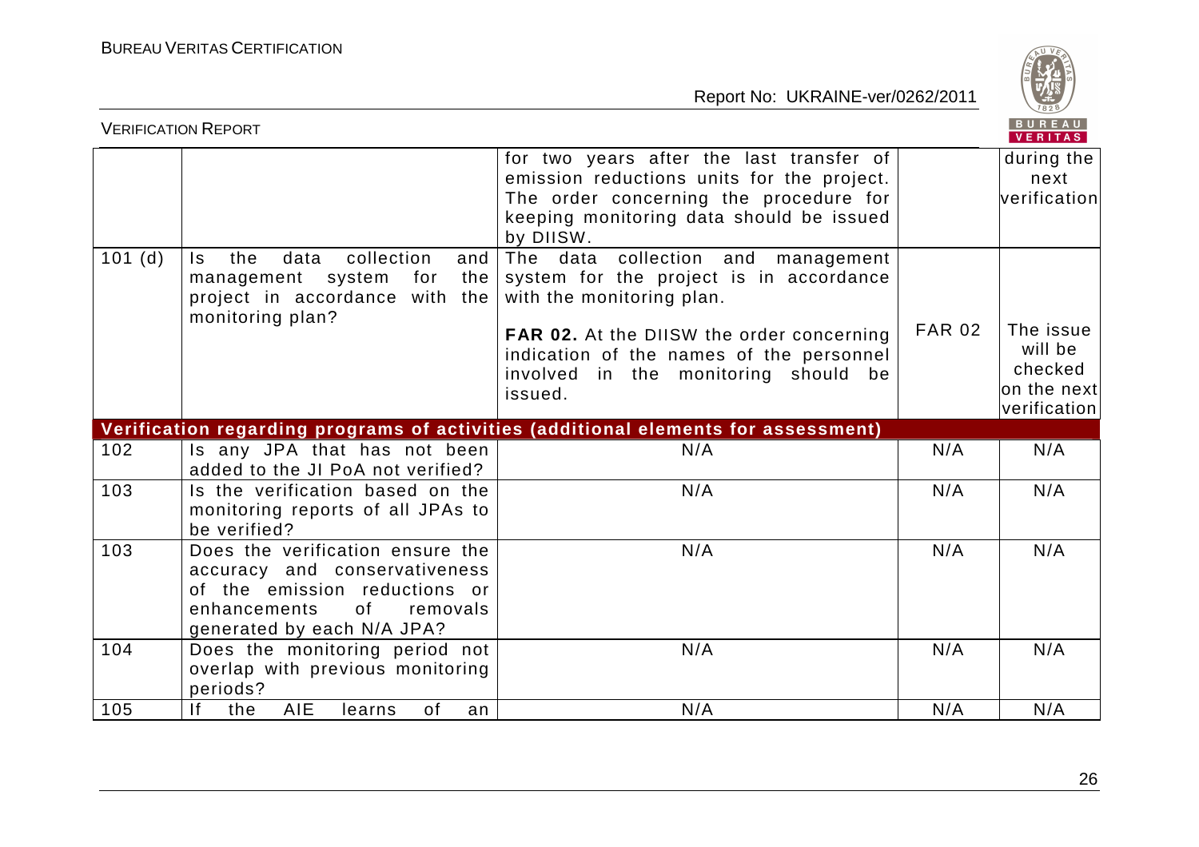| | | for two years after the last transfer of emission reductions units for the project. The order concerning the procedure for keeping monitoring data should be issued by DIISW. | | during the next verification |
|---|---|---|---|---|
| 101 (d) | Is the data collection and management system for the project in accordance with the monitoring plan? | The data collection and management system for the project is in accordance with the monitoring plan.<br><br>**FAR 02.** At the DIISW the order concerning indication of the names of the personnel involved in the monitoring should be issued. | FAR 02 | The issue will be checked on the next verification |
| **Verification regarding programs of activities (additional elements for assessment)** | | | | |
| 102 | Is any JPA that has not been added to the JI PoA not verified? | N/A | N/A | N/A |
| 103 | Is the verification based on the monitoring reports of all JPAs to be verified? | N/A | N/A | N/A |
| 103 | Does the verification ensure the accuracy and conservativeness of the emission reductions or enhancements of removals generated by each N/A JPA? | N/A | N/A | N/A |
| 104 | Does the monitoring period not overlap with previous monitoring periods? | N/A | N/A | N/A |
| 105 | If the AIE learns of an | N/A | N/A | N/A |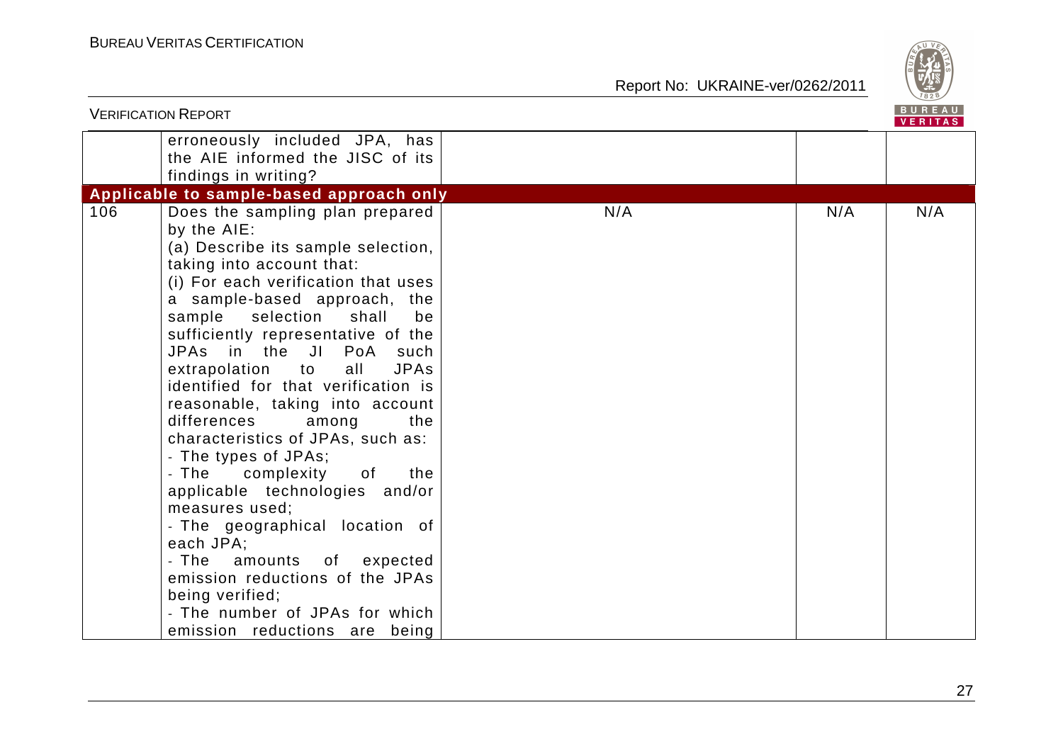| | | | | |
|---|---|---|---|---|
| | erroneously included JPA, has the AIE informed the JISC of its findings in writing? | | | |
| **Applicable to sample-based approach only** | | | | |
| 106 | Does the sampling plan prepared by the AIE:<br>(a) Describe its sample selection, taking into account that:<br>(i) For each verification that uses a sample-based approach, the sample selection shall be sufficiently representative of the JPAs in the JI PoA such extrapolation to all JPAs identified for that verification is reasonable, taking into account differences among the characteristics of JPAs, such as:<br>- The types of JPAs;<br>- The complexity of the applicable technologies and/or measures used;<br>- The geographical location of each JPA;<br>- The amounts of expected emission reductions of the JPAs being verified;<br>- The number of JPAs for which emission reductions are being | N/A | N/A | N/A |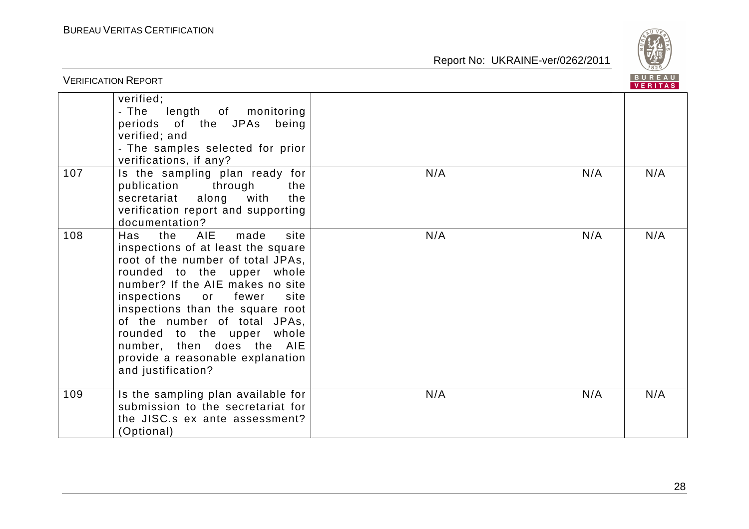| | | | | |
|---|---|---|---|---|
| | verified;<br>- The length of monitoring periods of the JPAs being verified; and<br>- The samples selected for prior verifications, if any? | | | |
| 107 | Is the sampling plan ready for publication through the secretariat along with the verification report and supporting documentation? | N/A | N/A | N/A |
| 108 | Has the AIE made site inspections of at least the square root of the number of total JPAs, rounded to the upper whole number? If the AIE makes no site inspections or fewer site inspections than the square root of the number of total JPAs, rounded to the upper whole number, then does the AIE provide a reasonable explanation and justification? | N/A | N/A | N/A |
| 109 | Is the sampling plan available for submission to the secretariat for the JISC.s ex ante assessment? (Optional) | N/A | N/A | N/A |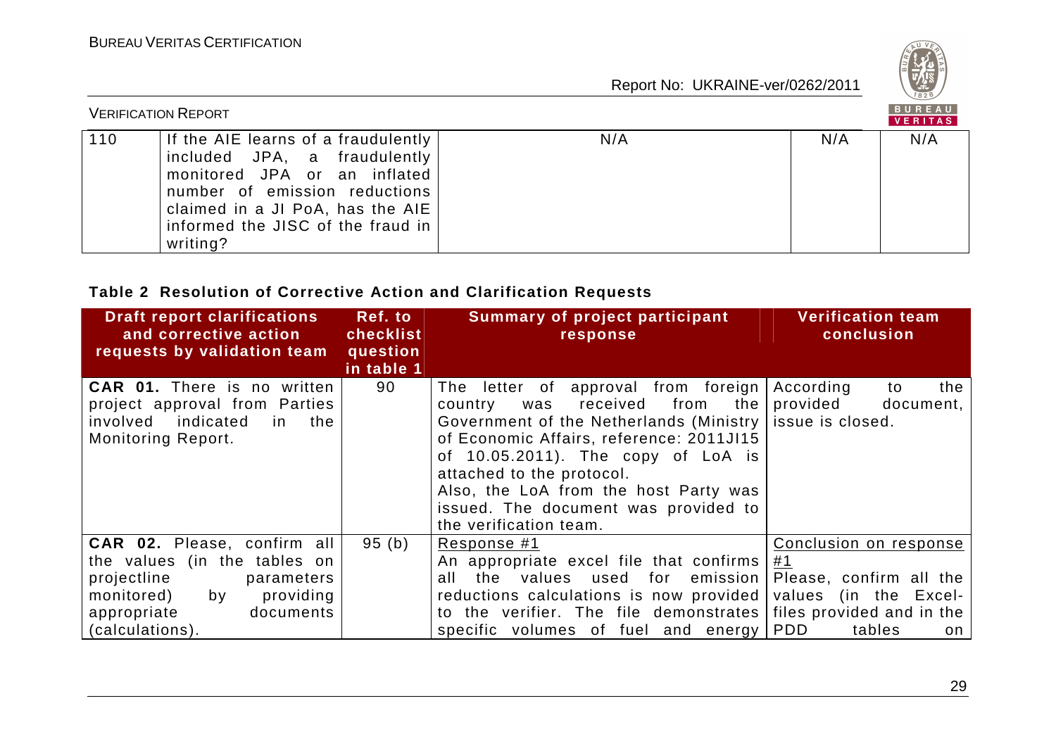| 110 | If the AIE learns of a fraudulently included JPA, a fraudulently monitored JPA or an inflated number of emission reductions claimed in a JI PoA, has the AIE informed the JISC of the fraud in writing? | N/A | N/A | N/A |
|---|---|---|---|---|

**Table 2 Resolution of Corrective Action and Clarification Requests**

| Draft report clarifications and corrective action requests by validation team | Ref. to checklist question in table 1 | Summary of project participant response | Verification team conclusion |
|---|---|---|---|
| **CAR 01.** There is no written project approval from Parties involved indicated in the Monitoring Report. | 90 | The letter of approval from foreign country was received from the Government of the Netherlands (Ministry of Economic Affairs, reference: 2011JI15 of 10.05.2011). The copy of LoA is attached to the protocol.<br>Also, the LoA from the host Party was issued. The document was provided to the verification team. | According to the provided document, issue is closed. |
| **CAR 02.** Please, confirm all the values (in the tables on projectline parameters monitored) by providing appropriate documents (calculations). | 95 (b) | Response #1<br>An appropriate excel file that confirms all the values used for emission reductions calculations is now provided to the verifier. The file demonstrates specific volumes of fuel and energy | Conclusion on response #1<br>Please, confirm all the values (in the Excel-files provided and in the PDD tables on |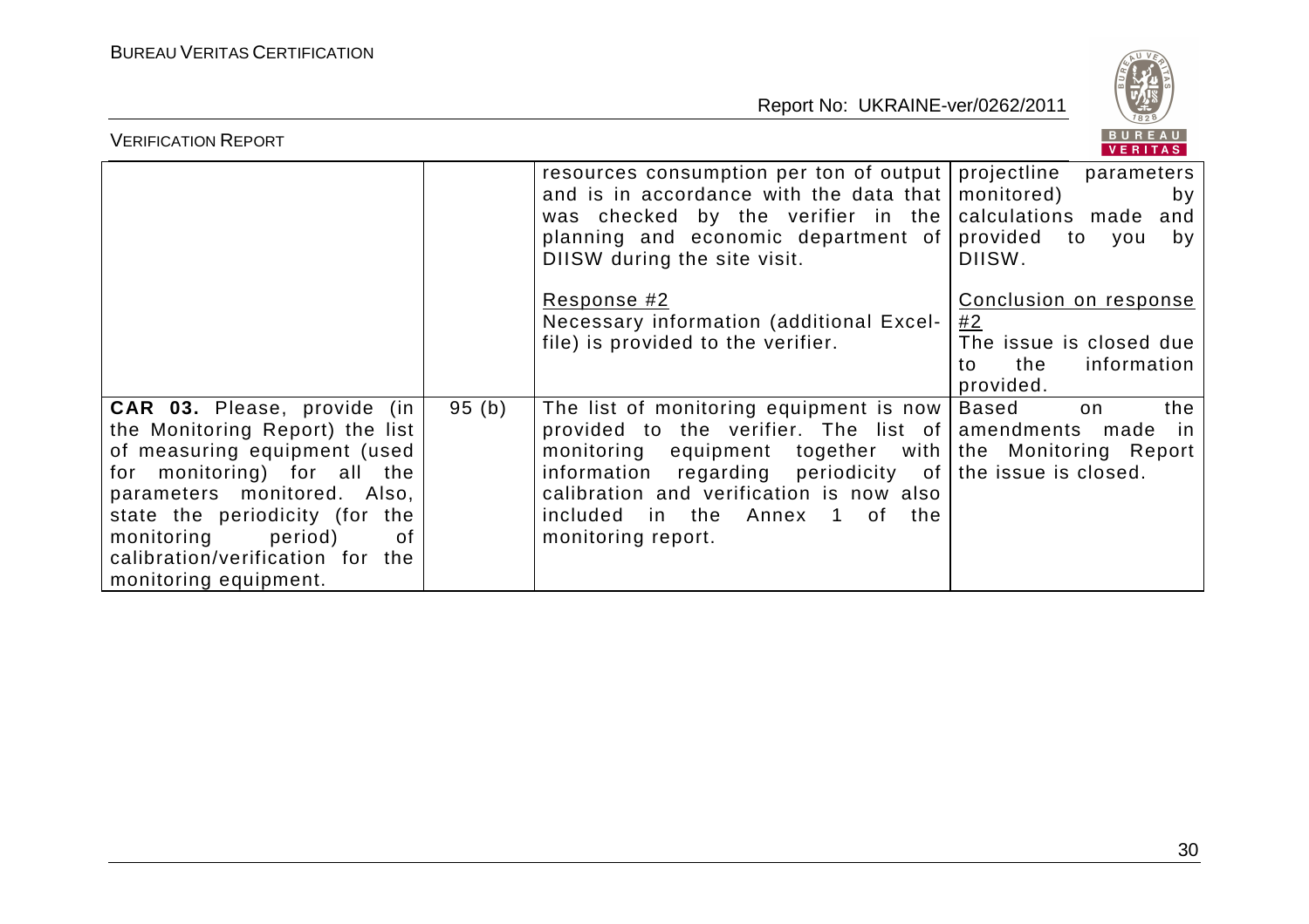| | | | |
|---|---|---|---|
| | | resources consumption per ton of output and is in accordance with the data that was checked by the verifier in the planning and economic department of DIISW during the site visit.<br><br>Response #2<br>Necessary information (additional Excel-file) is provided to the verifier. | projectline parameters monitored) by calculations made and provided to you by DIISW.<br><br>Conclusion on response #2<br>The issue is closed due to the information provided. |
| **CAR 03.** Please, provide (in the Monitoring Report) the list of measuring equipment (used for monitoring) for all the parameters monitored. Also, state the periodicity (for the monitoring period) of calibration/verification for the monitoring equipment. | 95 (b) | The list of monitoring equipment is now provided to the verifier. The list of monitoring equipment together with information regarding periodicity of calibration and verification is now also included in the Annex 1 of the monitoring report. | Based on the amendments made in the Monitoring Report the issue is closed. |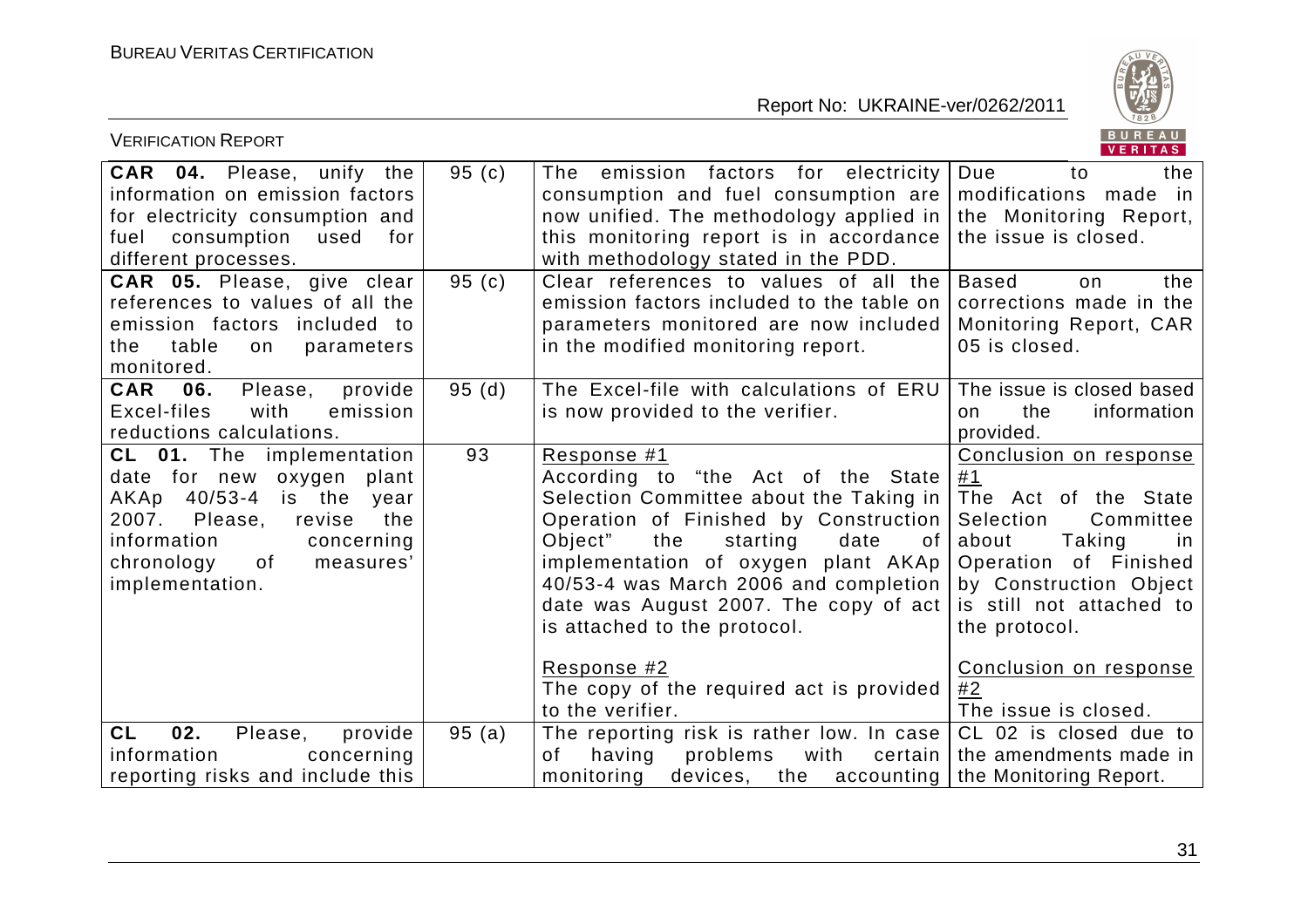| | | | |
|---|---|---|---|
| **CAR 04.** Please, unify the information on emission factors for electricity consumption and fuel consumption used for different processes. | 95 (c) | The emission factors for electricity consumption and fuel consumption are now unified. The methodology applied in this monitoring report is in accordance with methodology stated in the PDD. | Due to the modifications made in the Monitoring Report, the issue is closed. |
| **CAR 05.** Please, give clear references to values of all the emission factors included to the table on parameters monitored. | 95 (c) | Clear references to values of all the emission factors included to the table on parameters monitored are now included in the modified monitoring report. | Based on the corrections made in the Monitoring Report, CAR 05 is closed. |
| **CAR 06.** Please, provide Excel-files with emission reductions calculations. | 95 (d) | The Excel-file with calculations of ERU is now provided to the verifier. | The issue is closed based on the information provided. |
| **CL 01.** The implementation date for new oxygen plant AKAp 40/53-4 is the year 2007. Please, revise the information concerning chronology of measures' implementation. | 93 | <u>Response #1</u><br>According to "the Act of the State Selection Committee about the Taking in Operation of Finished by Construction Object" the starting date of implementation of oxygen plant AKAp 40/53-4 was March 2006 and completion date was August 2007. The copy of act is attached to the protocol.<br><br><u>Response #2</u><br>The copy of the required act is provided to the verifier. | <u>Conclusion on response #1</u><br>The Act of the State Selection Committee about Taking in Operation of Finished by Construction Object is still not attached to the protocol.<br><br><u>Conclusion on response #2</u><br>The issue is closed. |
| **CL 02.** Please, provide information concerning reporting risks and include this | 95 (a) | The reporting risk is rather low. In case of having problems with certain monitoring devices, the accounting | CL 02 is closed due to the amendments made in the Monitoring Report. |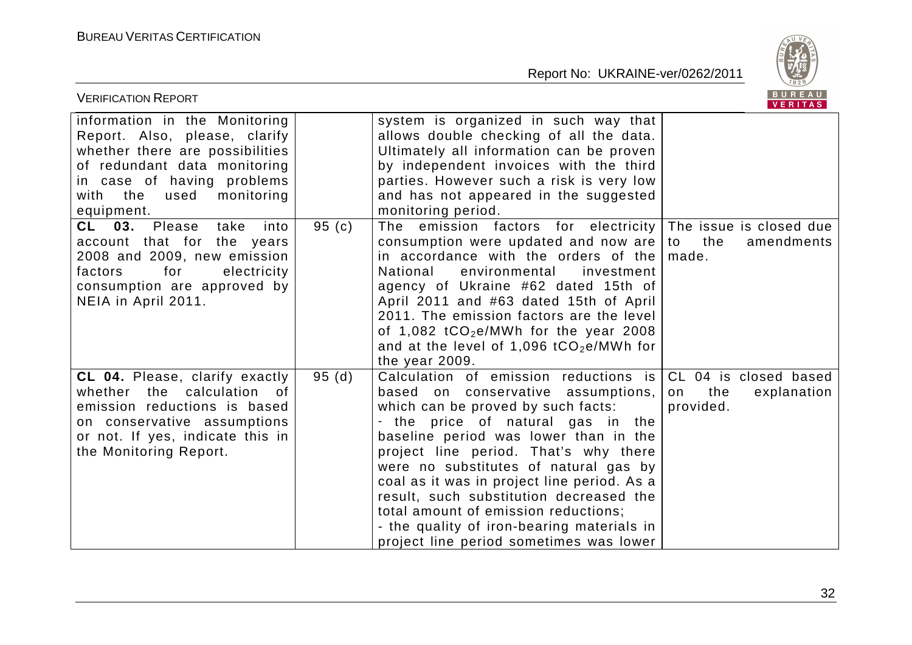| | | | |
|---|---|---|---|
| information in the Monitoring Report. Also, please, clarify whether there are possibilities of redundant data monitoring in case of having problems with the used monitoring equipment. | | system is organized in such way that allows double checking of all the data. Ultimately all information can be proven by independent invoices with the third parties. However such a risk is very low and has not appeared in the suggested monitoring period. | |
| **CL 03.** Please take into account that for the years 2008 and 2009, new emission factors for electricity consumption are approved by NEIA in April 2011. | 95 (c) | The emission factors for electricity consumption were updated and now are in accordance with the orders of the National environmental investment agency of Ukraine #62 dated 15th of April 2011 and #63 dated 15th of April 2011. The emission factors are the level of 1,082 $tCO_2e/MWh$ for the year 2008 and at the level of 1,096 $tCO_2e/MWh$ for the year 2009. | The issue is closed due to the amendments made. |
| **CL 04.** Please, clarify exactly whether the calculation of emission reductions is based on conservative assumptions or not. If yes, indicate this in the Monitoring Report. | 95 (d) | Calculation of emission reductions is based on conservative assumptions, which can be proved by such facts:<br>- the price of natural gas in the baseline period was lower than in the project line period. That's why there were no substitutes of natural gas by coal as it was in project line period. As a result, such substitution decreased the total amount of emission reductions;<br>- the quality of iron-bearing materials in project line period sometimes was lower | CL 04 is closed based on the explanation provided. |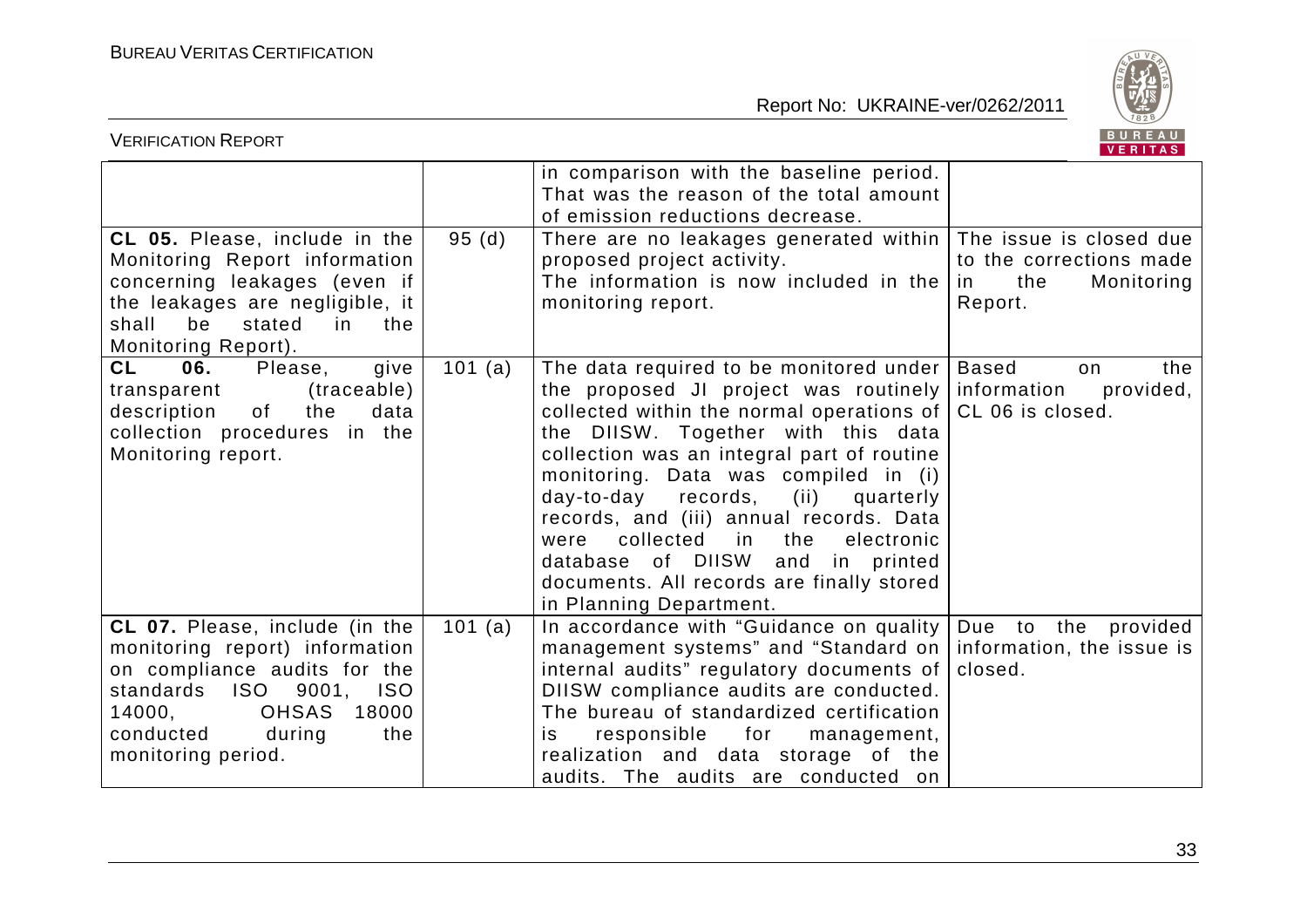| | | in comparison with the baseline period. That was the reason of the total amount of emission reductions decrease. | |
|---|---|---|---|
| **CL 05.** Please, include in the Monitoring Report information concerning leakages (even if the leakages are negligible, it shall be stated in the Monitoring Report). | 95 (d) | There are no leakages generated within proposed project activity. The information is now included in the monitoring report. | The issue is closed due to the corrections made in the Monitoring Report. |
| **CL 06.** Please, give transparent (traceable) description of the data collection procedures in the Monitoring report. | 101 (a) | The data required to be monitored under the proposed JI project was routinely collected within the normal operations of the DIISW. Together with this data collection was an integral part of routine monitoring. Data was compiled in (i) day-to-day records, (ii) quarterly records, and (iii) annual records. Data were collected in the electronic database of DIISW and in printed documents. All records are finally stored in Planning Department. | Based on the information provided, CL 06 is closed. |
| **CL 07.** Please, include (in the monitoring report) information on compliance audits for the standards ISO 9001, ISO 14000, OHSAS 18000 conducted during the monitoring period. | 101 (a) | In accordance with "Guidance on quality management systems" and "Standard on internal audits" regulatory documents of DIISW compliance audits are conducted. The bureau of standardized certification is responsible for management, realization and data storage of the audits. The audits are conducted on | Due to the provided information, the issue is closed. |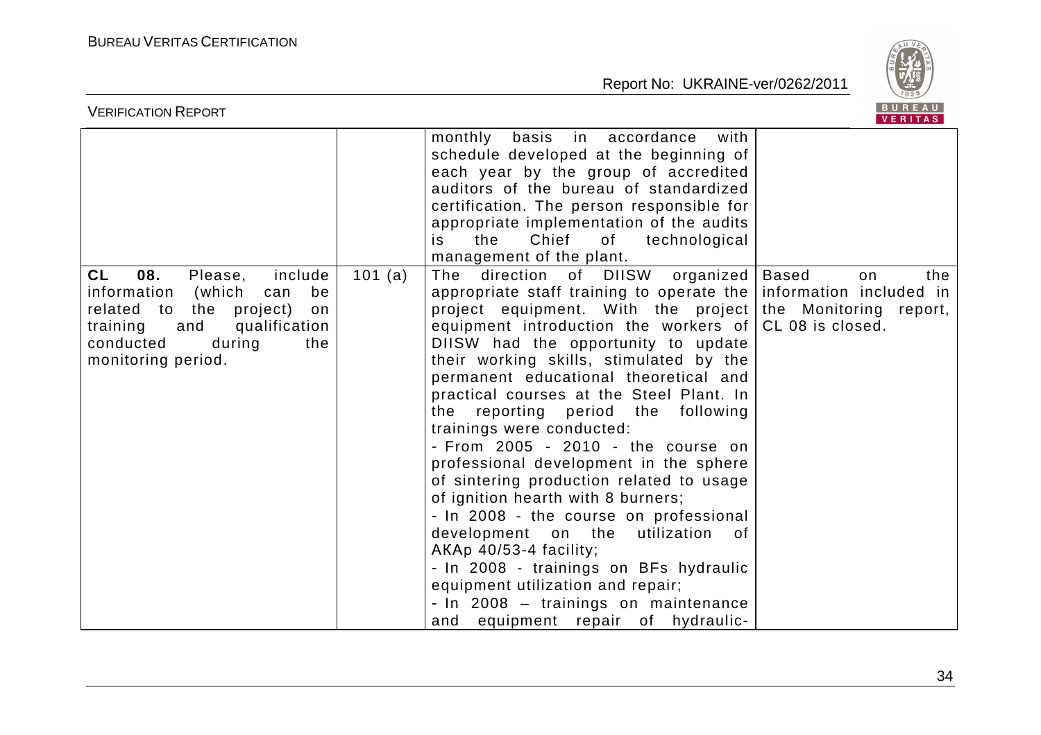| | | monthly basis in accordance with schedule developed at the beginning of each year by the group of accredited auditors of the bureau of standardized certification. The person responsible for appropriate implementation of the audits is the Chief of technological management of the plant. | |
|---|---|---|---|
| **CL 08.** Please, include information (which can be related to the project) on training and qualification conducted during the monitoring period. | 101 (a) | The direction of DIISW organized appropriate staff training to operate the project equipment. With the project equipment introduction the workers of DIISW had the opportunity to update their working skills, stimulated by the permanent educational theoretical and practical courses at the Steel Plant. In the reporting period the following trainings were conducted:<br>- From 2005 - 2010 - the course on professional development in the sphere of sintering production related to usage of ignition hearth with 8 burners;<br>- In 2008 - the course on professional development on the utilization of АКАр 40/53-4 facility;<br>- In 2008 - trainings on BFs hydraulic equipment utilization and repair;<br>- In 2008 – trainings on maintenance and equipment repair of hydraulic- | Based on the information included in the Monitoring report, CL 08 is closed. |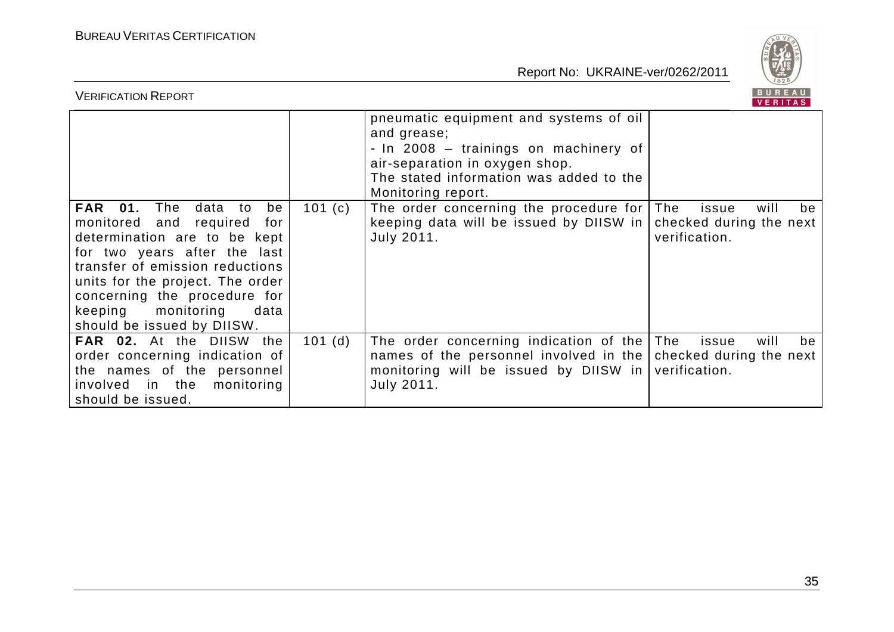| | | | |
|---|---|---|---|
| | | pneumatic equipment and systems of oil and grease;<br>- In 2008 – trainings on machinery of air-separation in oxygen shop.<br>The stated information was added to the Monitoring report. | |
| **FAR 01.** The data to be monitored and required for determination are to be kept for two years after the last transfer of emission reductions units for the project. The order concerning the procedure for keeping monitoring data should be issued by DIISW. | 101 (c) | The order concerning the procedure for keeping data will be issued by DIISW in July 2011. | The issue will be checked during the next verification. |
| **FAR 02.** At the DIISW the order concerning indication of the names of the personnel involved in the monitoring should be issued. | 101 (d) | The order concerning indication of the names of the personnel involved in the monitoring will be issued by DIISW in July 2011. | The issue will be checked during the next verification. |